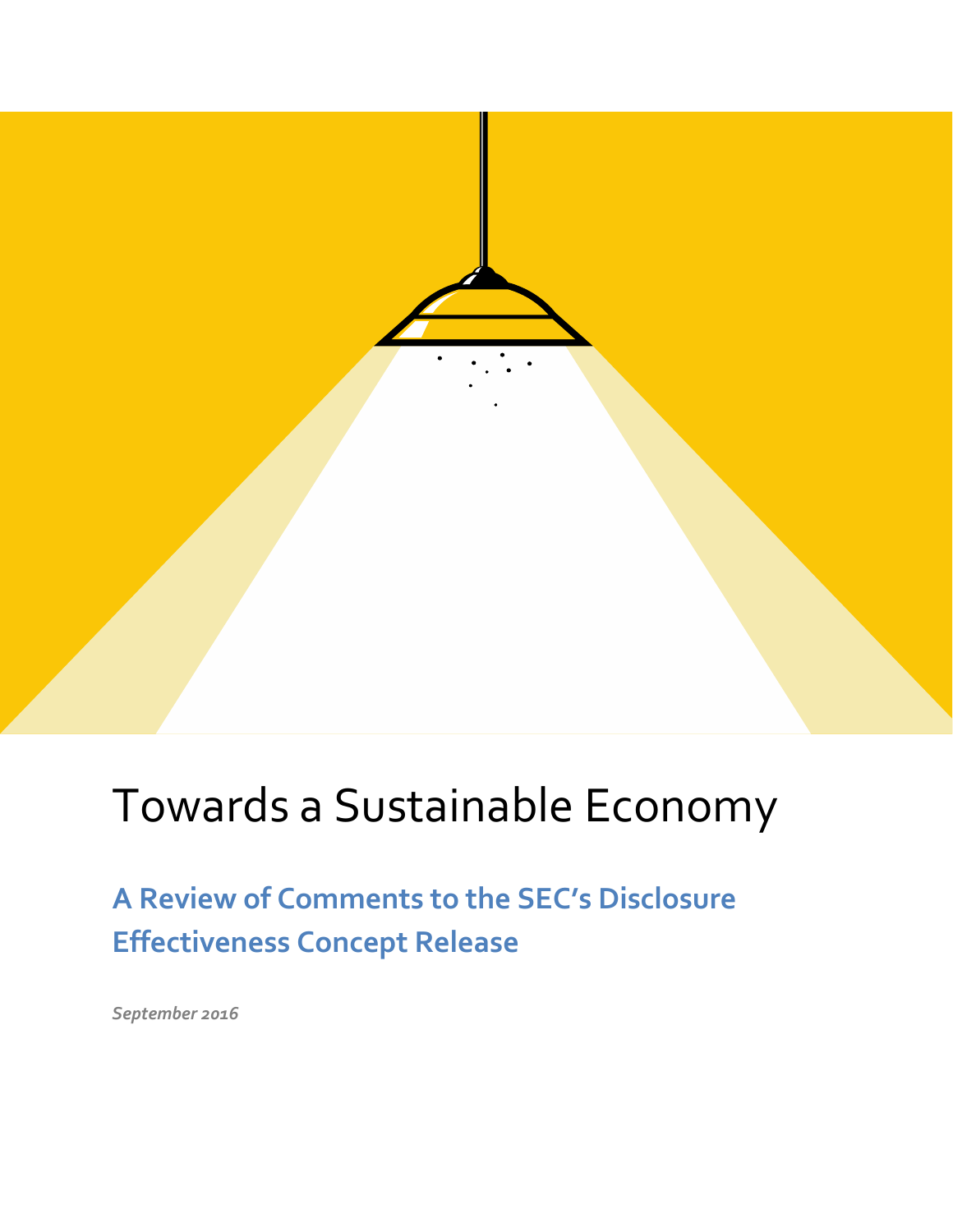# Towards a Sustainable Economy

## A Review of Comments to the SEC's Disclosure Effectiveness Concept Release

*September 2016*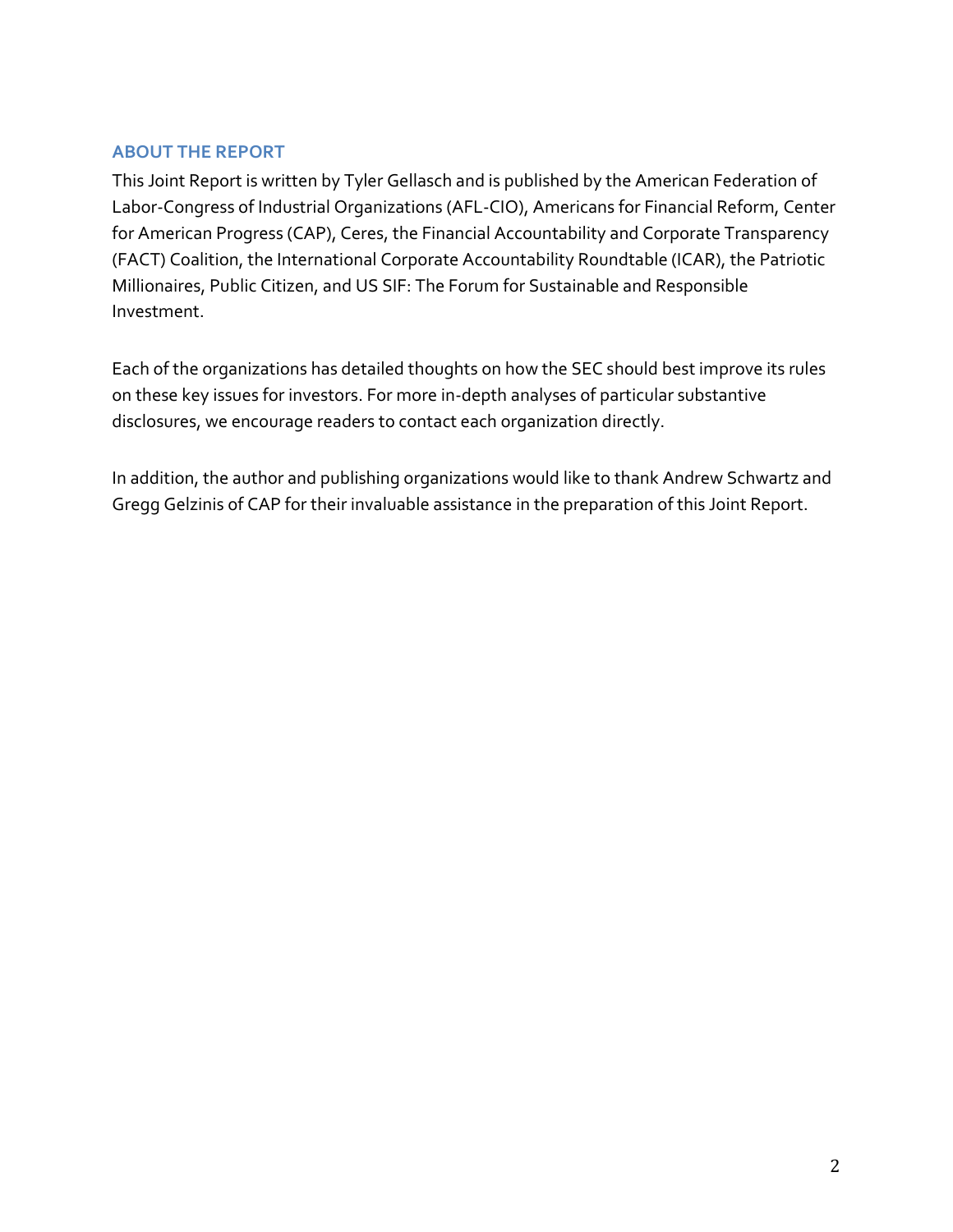## ABOUT THE REPORT

This Joint Report is written by Tyler Gellasch and is published by the American Federation of Labor-Congress of Industrial Organizations (AFL-CIO), Americans for Financial Reform, Center for American Progress (CAP), Ceres, the Financial Accountability and Corporate Transparency (FACT) Coalition, the International Corporate Accountability Roundtable (ICAR), the Patriotic Millionaires, Public Citizen, and US SIF: The Forum for Sustainable and Responsible Investment.

Each of the organizations has detailed thoughts on how the SEC should best improve its rules on these key issues for investors. For more in-depth analyses of particular substantive disclosures, we encourage readers to contact each organization directly.

In addition, the author and publishing organizations would like to thank Andrew Schwartz and Gregg Gelzinis of CAP for their invaluable assistance in the preparation of this Joint Report.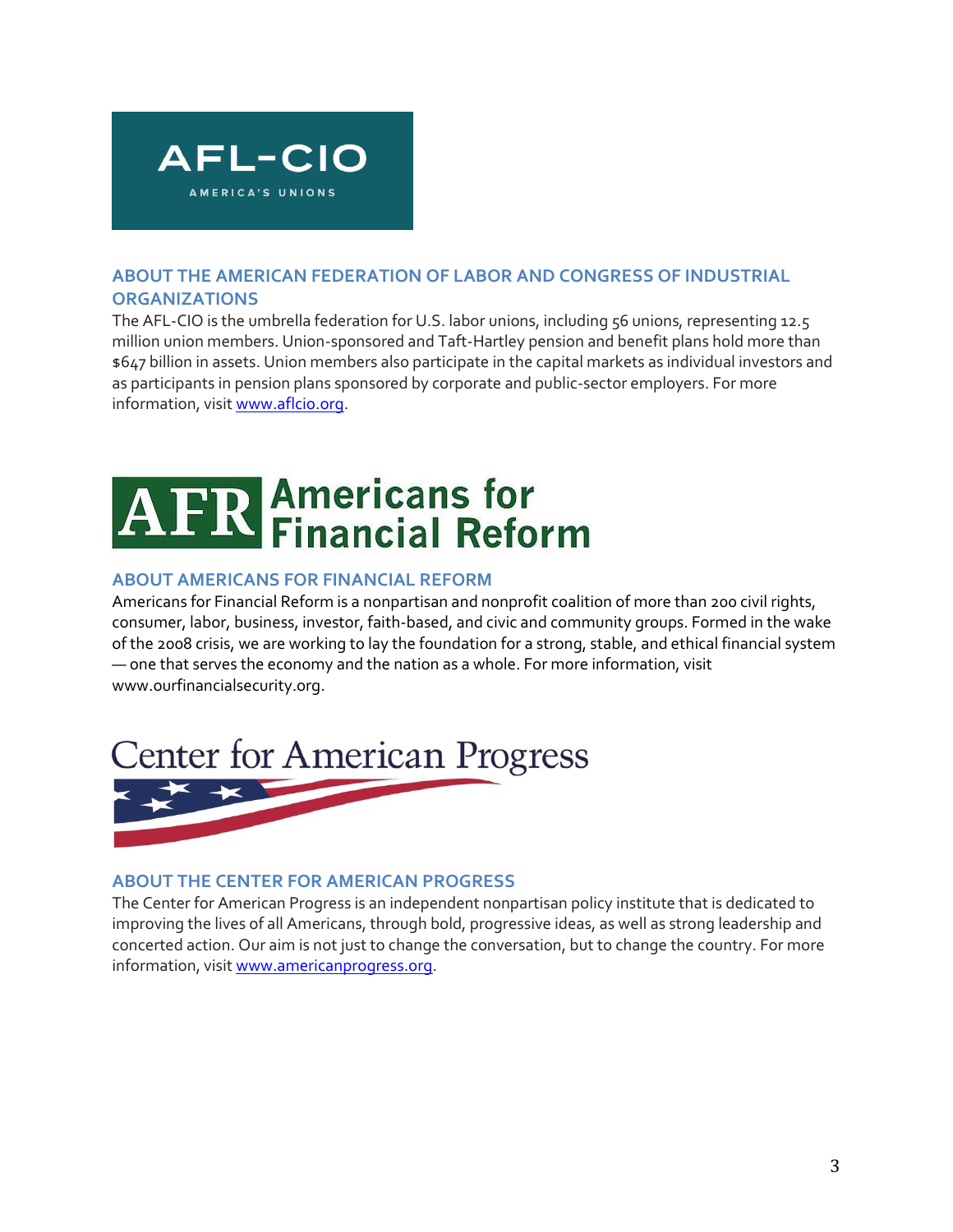## ABOUT THE AMERICAN FEDERATION OF LABOR AND CONGRESS OF INDUSTRIAL ORGANIZATIONS

The AFL-CIO is the umbrella federation for U.S. labor unions, including 56 unions, representing 12.5 million union members. Union-sponsored and Taft-Hartley pension and benefit plans hold more than $647 billion in assets. Union members also participate in the capital markets as individual investors and as participants in pension plans sponsored by corporate and public-sector employers. For more information, visit www.aflcio.org.

## ABOUT AMERICANS FOR FINANCIAL REFORM

Americans for Financial Reform is a nonpartisan and nonprofit coalition of more than 200 civil rights, consumer, labor, business, investor, faith-based, and civic and community groups. Formed in the wake of the 2008 crisis, we are working to lay the foundation for a strong, stable, and ethical financial system — one that serves the economy and the nation as a whole. For more information, visit www.ourfinancialsecurity.org.

## ABOUT THE CENTER FOR AMERICAN PROGRESS

The Center for American Progress is an independent nonpartisan policy institute that is dedicated to improving the lives of all Americans, through bold, progressive ideas, as well as strong leadership and concerted action. Our aim is not just to change the conversation, but to change the country. For more information, visit www.americanprogress.org.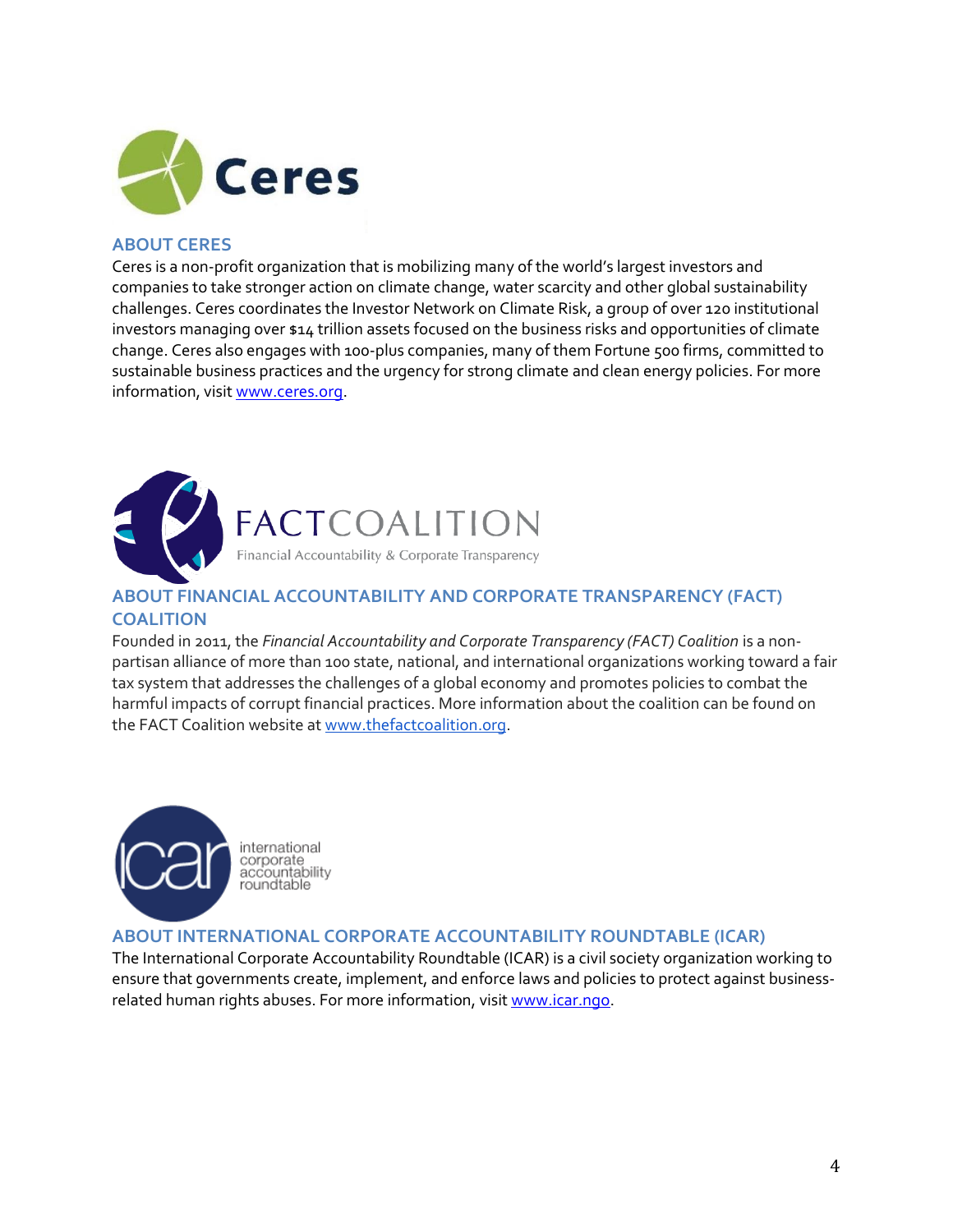## ABOUT CERES

Ceres is a non-profit organization that is mobilizing many of the world's largest investors and companies to take stronger action on climate change, water scarcity and other global sustainability challenges. Ceres coordinates the Investor Network on Climate Risk, a group of over 120 institutional investors managing over $14 trillion assets focused on the business risks and opportunities of climate change. Ceres also engages with 100-plus companies, many of them Fortune 500 firms, committed to sustainable business practices and the urgency for strong climate and clean energy policies. For more information, visit www.ceres.org.

## ABOUT FINANCIAL ACCOUNTABILITY AND CORPORATE TRANSPARENCY (FACT) COALITION

Founded in 2011, the *Financial Accountability and Corporate Transparency (FACT) Coalition* is a non-partisan alliance of more than 100 state, national, and international organizations working toward a fair tax system that addresses the challenges of a global economy and promotes policies to combat the harmful impacts of corrupt financial practices. More information about the coalition can be found on the FACT Coalition website at www.thefactcoalition.org.

## ABOUT INTERNATIONAL CORPORATE ACCOUNTABILITY ROUNDTABLE (ICAR)

The International Corporate Accountability Roundtable (ICAR) is a civil society organization working to ensure that governments create, implement, and enforce laws and policies to protect against business-related human rights abuses. For more information, visit www.icar.ngo.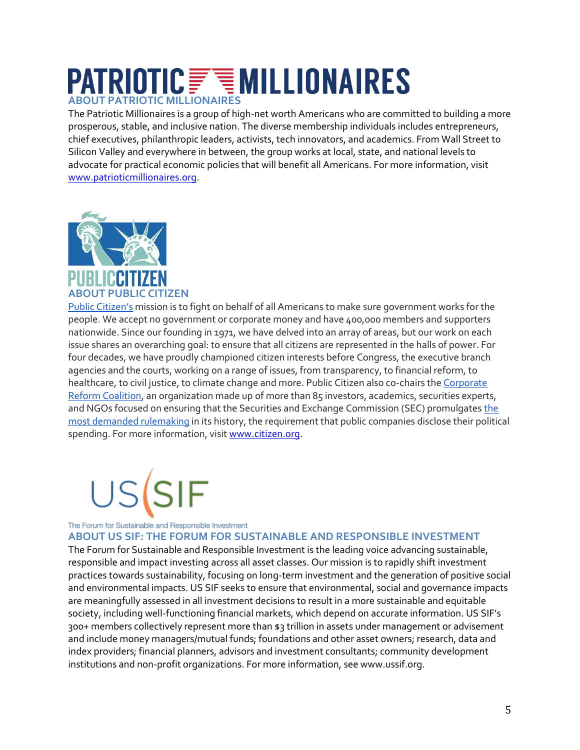## ABOUT PATRIOTIC MILLIONAIRES

The Patriotic Millionaires is a group of high-net worth Americans who are committed to building a more prosperous, stable, and inclusive nation. The diverse membership individuals includes entrepreneurs, chief executives, philanthropic leaders, activists, tech innovators, and academics. From Wall Street to Silicon Valley and everywhere in between, the group works at local, state, and national levels to advocate for practical economic policies that will benefit all Americans. For more information, visit www.patrioticmillionaires.org.

## ABOUT PUBLIC CITIZEN

Public Citizen's mission is to fight on behalf of all Americans to make sure government works for the people. We accept no government or corporate money and have 400,000 members and supporters nationwide. Since our founding in 1971, we have delved into an array of areas, but our work on each issue shares an overarching goal: to ensure that all citizens are represented in the halls of power. For four decades, we have proudly championed citizen interests before Congress, the executive branch agencies and the courts, working on a range of issues, from transparency, to financial reform, to healthcare, to civil justice, to climate change and more. Public Citizen also co-chairs the Corporate Reform Coalition, an organization made up of more than 85 investors, academics, securities experts, and NGOs focused on ensuring that the Securities and Exchange Commission (SEC) promulgates the most demanded rulemaking in its history, the requirement that public companies disclose their political spending. For more information, visit www.citizen.org.

The Forum for Sustainable and Responsible Investment

## ABOUT US SIF: THE FORUM FOR SUSTAINABLE AND RESPONSIBLE INVESTMENT

The Forum for Sustainable and Responsible Investment is the leading voice advancing sustainable, responsible and impact investing across all asset classes. Our mission is to rapidly shift investment practices towards sustainability, focusing on long-term investment and the generation of positive social and environmental impacts. US SIF seeks to ensure that environmental, social and governance impacts are meaningfully assessed in all investment decisions to result in a more sustainable and equitable society, including well-functioning financial markets, which depend on accurate information. US SIF's 300+ members collectively represent more than $3 trillion in assets under management or advisement and include money managers/mutual funds; foundations and other asset owners; research, data and index providers; financial planners, advisors and investment consultants; community development institutions and non-profit organizations. For more information, see www.ussif.org.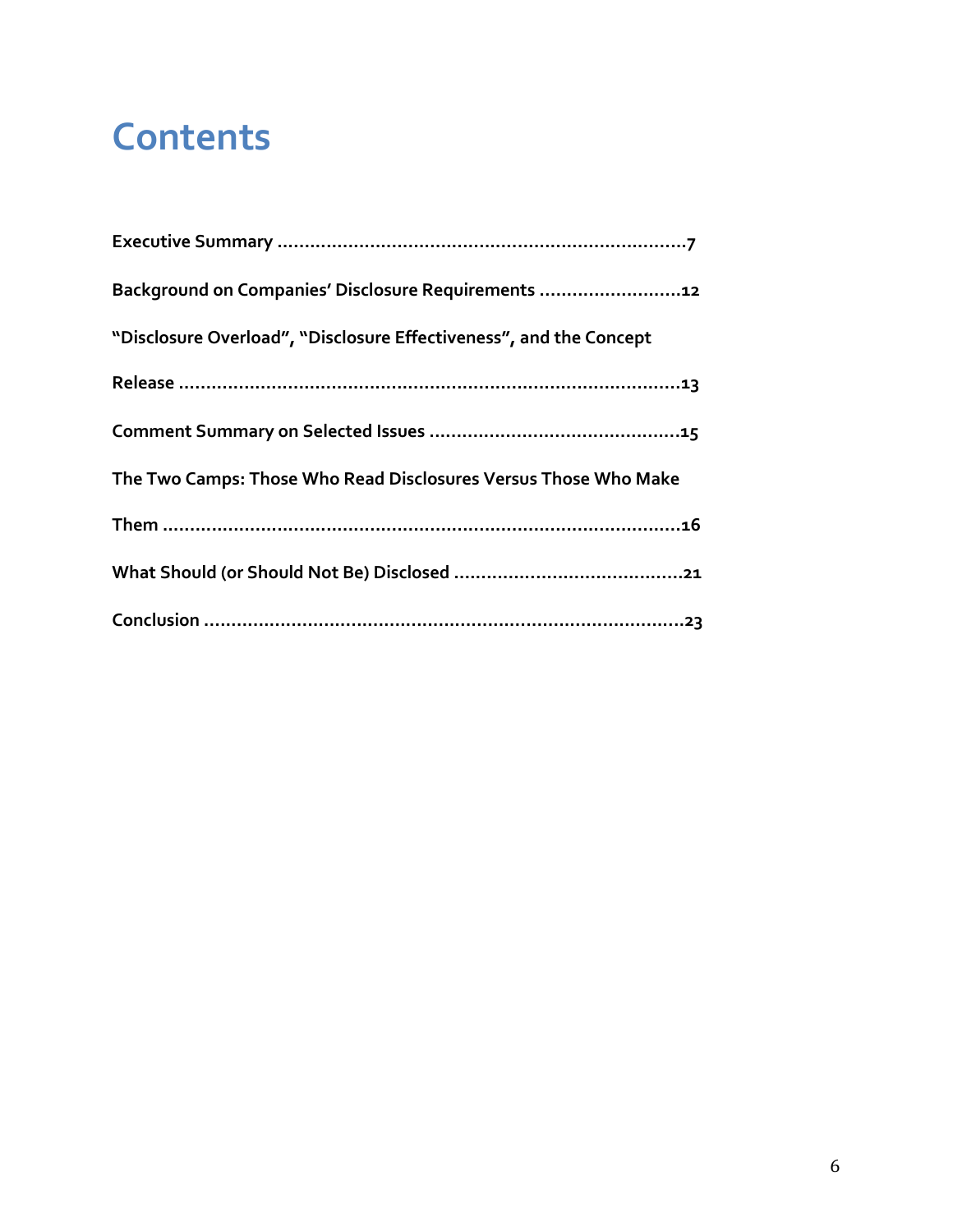# Contents

**Executive Summary ............................................................................7**

**Background on Companies' Disclosure Requirements ..........................12**

**"Disclosure Overload", "Disclosure Effectiveness", and the Concept Release ..........................................................................................13**

**Comment Summary on Selected Issues ..............................................15**

**The Two Camps: Those Who Read Disclosures Versus Those Who Make Them ..................................................................................................16**

**What Should (or Should Not Be) Disclosed ..........................................21**

**Conclusion .........................................................................................23**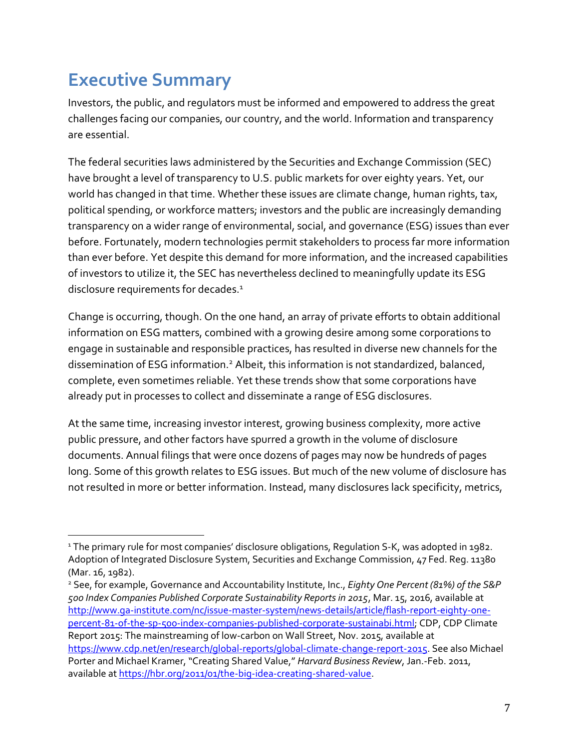# Executive Summary

Investors, the public, and regulators must be informed and empowered to address the great challenges facing our companies, our country, and the world. Information and transparency are essential.

The federal securities laws administered by the Securities and Exchange Commission (SEC) have brought a level of transparency to U.S. public markets for over eighty years. Yet, our world has changed in that time. Whether these issues are climate change, human rights, tax, political spending, or workforce matters; investors and the public are increasingly demanding transparency on a wider range of environmental, social, and governance (ESG) issues than ever before. Fortunately, modern technologies permit stakeholders to process far more information than ever before. Yet despite this demand for more information, and the increased capabilities of investors to utilize it, the SEC has nevertheless declined to meaningfully update its ESG disclosure requirements for decades.[1]

Change is occurring, though. On the one hand, an array of private efforts to obtain additional information on ESG matters, combined with a growing desire among some corporations to engage in sustainable and responsible practices, has resulted in diverse new channels for the dissemination of ESG information.[2] Albeit, this information is not standardized, balanced, complete, even sometimes reliable. Yet these trends show that some corporations have already put in processes to collect and disseminate a range of ESG disclosures.

At the same time, increasing investor interest, growing business complexity, more active public pressure, and other factors have spurred a growth in the volume of disclosure documents. Annual filings that were once dozens of pages may now be hundreds of pages long. Some of this growth relates to ESG issues. But much of the new volume of disclosure has not resulted in more or better information. Instead, many disclosures lack specificity, metrics,

---

[1] The primary rule for most companies' disclosure obligations, Regulation S-K, was adopted in 1982. Adoption of Integrated Disclosure System, Securities and Exchange Commission, 47 Fed. Reg. 11380 (Mar. 16, 1982).

[2] See, for example, Governance and Accountability Institute, Inc., *Eighty One Percent (81%) of the S&P 500 Index Companies Published Corporate Sustainability Reports in 2015*, Mar. 15, 2016, available at http://www.ga-institute.com/nc/issue-master-system/news-details/article/flash-report-eighty-one-percent-81-of-the-sp-500-index-companies-published-corporate-sustainabi.html; CDP, CDP Climate Report 2015: The mainstreaming of low-carbon on Wall Street, Nov. 2015, available at https://www.cdp.net/en/research/global-reports/global-climate-change-report-2015. See also Michael Porter and Michael Kramer, "Creating Shared Value," *Harvard Business Review*, Jan.-Feb. 2011, available at https://hbr.org/2011/01/the-big-idea-creating-shared-value.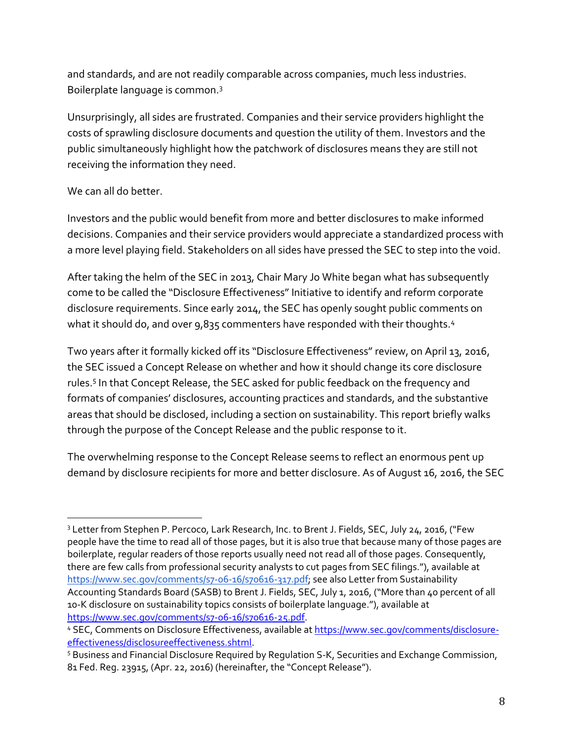and standards, and are not readily comparable across companies, much less industries. Boilerplate language is common.[3]

Unsurprisingly, all sides are frustrated. Companies and their service providers highlight the costs of sprawling disclosure documents and question the utility of them. Investors and the public simultaneously highlight how the patchwork of disclosures means they are still not receiving the information they need.

We can all do better.

Investors and the public would benefit from more and better disclosures to make informed decisions. Companies and their service providers would appreciate a standardized process with a more level playing field. Stakeholders on all sides have pressed the SEC to step into the void.

After taking the helm of the SEC in 2013, Chair Mary Jo White began what has subsequently come to be called the "Disclosure Effectiveness" Initiative to identify and reform corporate disclosure requirements. Since early 2014, the SEC has openly sought public comments on what it should do, and over 9,835 commenters have responded with their thoughts.[4]

Two years after it formally kicked off its "Disclosure Effectiveness" review, on April 13, 2016, the SEC issued a Concept Release on whether and how it should change its core disclosure rules.[5] In that Concept Release, the SEC asked for public feedback on the frequency and formats of companies' disclosures, accounting practices and standards, and the substantive areas that should be disclosed, including a section on sustainability. This report briefly walks through the purpose of the Concept Release and the public response to it.

The overwhelming response to the Concept Release seems to reflect an enormous pent up demand by disclosure recipients for more and better disclosure. As of August 16, 2016, the SEC

---

[3] Letter from Stephen P. Percoco, Lark Research, Inc. to Brent J. Fields, SEC, July 24, 2016, ("Few people have the time to read all of those pages, but it is also true that because many of those pages are boilerplate, regular readers of those reports usually need not read all of those pages. Consequently, there are few calls from professional security analysts to cut pages from SEC filings."), available at https://www.sec.gov/comments/s7-06-16/s70616-317.pdf; see also Letter from Sustainability Accounting Standards Board (SASB) to Brent J. Fields, SEC, July 1, 2016, ("More than 40 percent of all 10-K disclosure on sustainability topics consists of boilerplate language."), available at https://www.sec.gov/comments/s7-06-16/s70616-25.pdf.

[4] SEC, Comments on Disclosure Effectiveness, available at https://www.sec.gov/comments/disclosure-effectiveness/disclosureeffectiveness.shtml.

[5] Business and Financial Disclosure Required by Regulation S-K, Securities and Exchange Commission, 81 Fed. Reg. 23915, (Apr. 22, 2016) (hereinafter, the "Concept Release").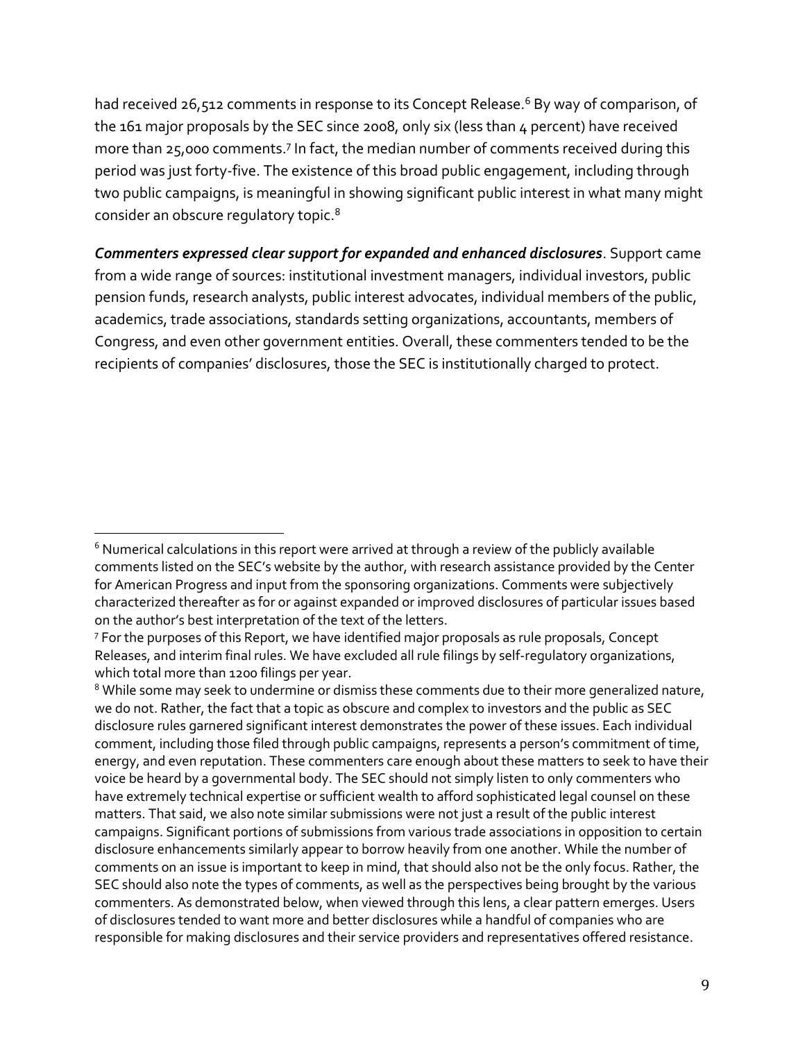had received 26,512 comments in response to its Concept Release.[6] By way of comparison, of the 161 major proposals by the SEC since 2008, only six (less than 4 percent) have received more than 25,000 comments.[7] In fact, the median number of comments received during this period was just forty-five. The existence of this broad public engagement, including through two public campaigns, is meaningful in showing significant public interest in what many might consider an obscure regulatory topic.[8]

***Commenters expressed clear support for expanded and enhanced disclosures***. Support came from a wide range of sources: institutional investment managers, individual investors, public pension funds, research analysts, public interest advocates, individual members of the public, academics, trade associations, standards setting organizations, accountants, members of Congress, and even other government entities. Overall, these commenters tended to be the recipients of companies' disclosures, those the SEC is institutionally charged to protect.

---

[6] Numerical calculations in this report were arrived at through a review of the publicly available comments listed on the SEC's website by the author, with research assistance provided by the Center for American Progress and input from the sponsoring organizations. Comments were subjectively characterized thereafter as for or against expanded or improved disclosures of particular issues based on the author's best interpretation of the text of the letters.

[7] For the purposes of this Report, we have identified major proposals as rule proposals, Concept Releases, and interim final rules. We have excluded all rule filings by self-regulatory organizations, which total more than 1200 filings per year.

[8] While some may seek to undermine or dismiss these comments due to their more generalized nature, we do not. Rather, the fact that a topic as obscure and complex to investors and the public as SEC disclosure rules garnered significant interest demonstrates the power of these issues. Each individual comment, including those filed through public campaigns, represents a person's commitment of time, energy, and even reputation. These commenters care enough about these matters to seek to have their voice be heard by a governmental body. The SEC should not simply listen to only commenters who have extremely technical expertise or sufficient wealth to afford sophisticated legal counsel on these matters. That said, we also note similar submissions were not just a result of the public interest campaigns. Significant portions of submissions from various trade associations in opposition to certain disclosure enhancements similarly appear to borrow heavily from one another. While the number of comments on an issue is important to keep in mind, that should also not be the only focus. Rather, the SEC should also note the types of comments, as well as the perspectives being brought by the various commenters. As demonstrated below, when viewed through this lens, a clear pattern emerges. Users of disclosures tended to want more and better disclosures while a handful of companies who are responsible for making disclosures and their service providers and representatives offered resistance.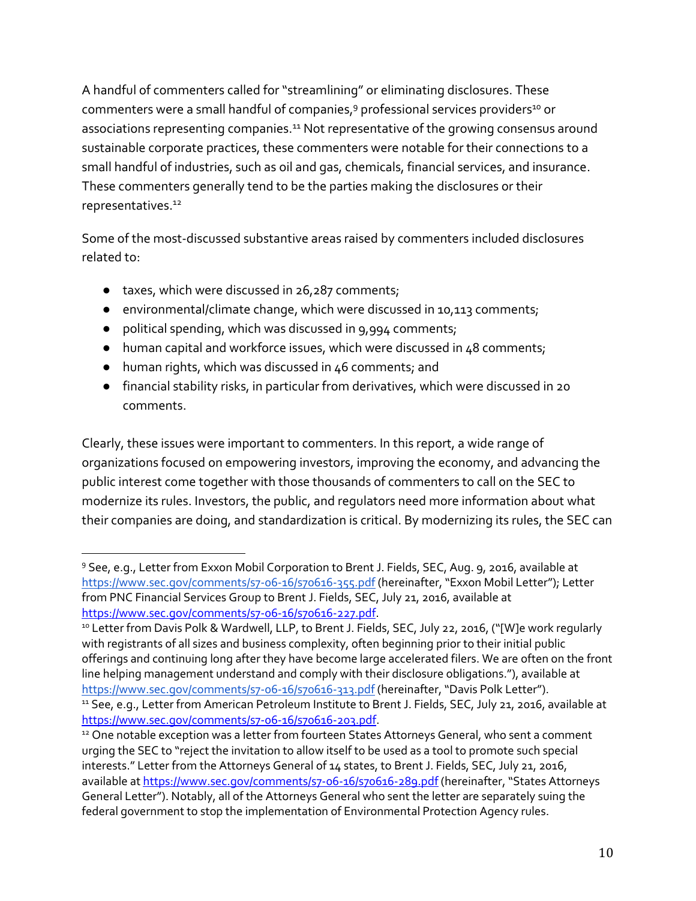A handful of commenters called for "streamlining" or eliminating disclosures. These commenters were a small handful of companies,[9] professional services providers[10] or associations representing companies.[11] Not representative of the growing consensus around sustainable corporate practices, these commenters were notable for their connections to a small handful of industries, such as oil and gas, chemicals, financial services, and insurance. These commenters generally tend to be the parties making the disclosures or their representatives.[12]

Some of the most-discussed substantive areas raised by commenters included disclosures related to:

- taxes, which were discussed in 26,287 comments;
- environmental/climate change, which were discussed in 10,113 comments;
- political spending, which was discussed in 9,994 comments;
- human capital and workforce issues, which were discussed in 48 comments;
- human rights, which was discussed in 46 comments; and
- financial stability risks, in particular from derivatives, which were discussed in 20 comments.

Clearly, these issues were important to commenters. In this report, a wide range of organizations focused on empowering investors, improving the economy, and advancing the public interest come together with those thousands of commenters to call on the SEC to modernize its rules. Investors, the public, and regulators need more information about what their companies are doing, and standardization is critical. By modernizing its rules, the SEC can

---

[9] See, e.g., Letter from Exxon Mobil Corporation to Brent J. Fields, SEC, Aug. 9, 2016, available at https://www.sec.gov/comments/s7-06-16/s70616-355.pdf (hereinafter, "Exxon Mobil Letter"); Letter from PNC Financial Services Group to Brent J. Fields, SEC, July 21, 2016, available at https://www.sec.gov/comments/s7-06-16/s70616-227.pdf.

[10] Letter from Davis Polk & Wardwell, LLP, to Brent J. Fields, SEC, July 22, 2016, ("[W]e work regularly with registrants of all sizes and business complexity, often beginning prior to their initial public offerings and continuing long after they have become large accelerated filers. We are often on the front line helping management understand and comply with their disclosure obligations."), available at https://www.sec.gov/comments/s7-06-16/s70616-313.pdf (hereinafter, "Davis Polk Letter").

[11] See, e.g., Letter from American Petroleum Institute to Brent J. Fields, SEC, July 21, 2016, available at https://www.sec.gov/comments/s7-06-16/s70616-203.pdf.

[12] One notable exception was a letter from fourteen States Attorneys General, who sent a comment urging the SEC to "reject the invitation to allow itself to be used as a tool to promote such special interests." Letter from the Attorneys General of 14 states, to Brent J. Fields, SEC, July 21, 2016, available at https://www.sec.gov/comments/s7-06-16/s70616-289.pdf (hereinafter, "States Attorneys General Letter"). Notably, all of the Attorneys General who sent the letter are separately suing the federal government to stop the implementation of Environmental Protection Agency rules.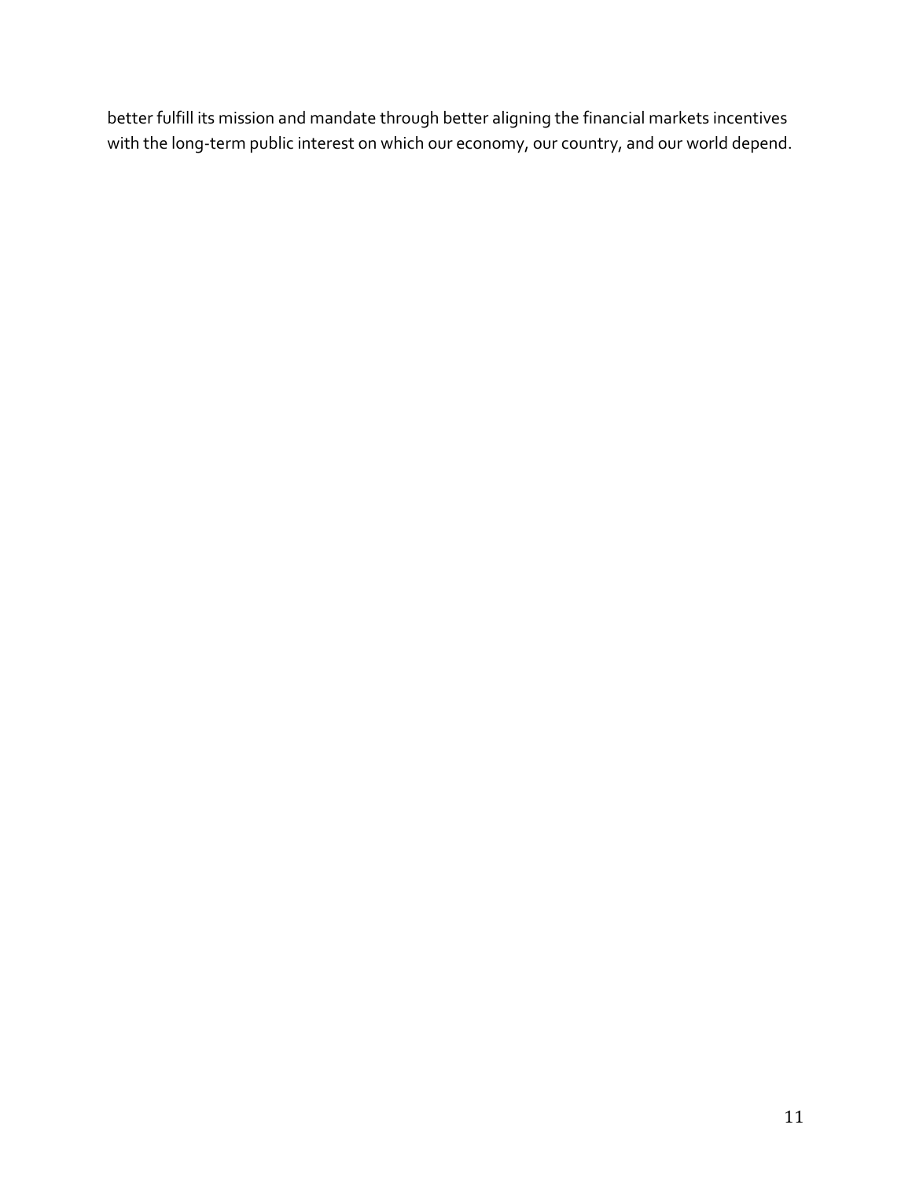better fulfill its mission and mandate through better aligning the financial markets incentives with the long-term public interest on which our economy, our country, and our world depend.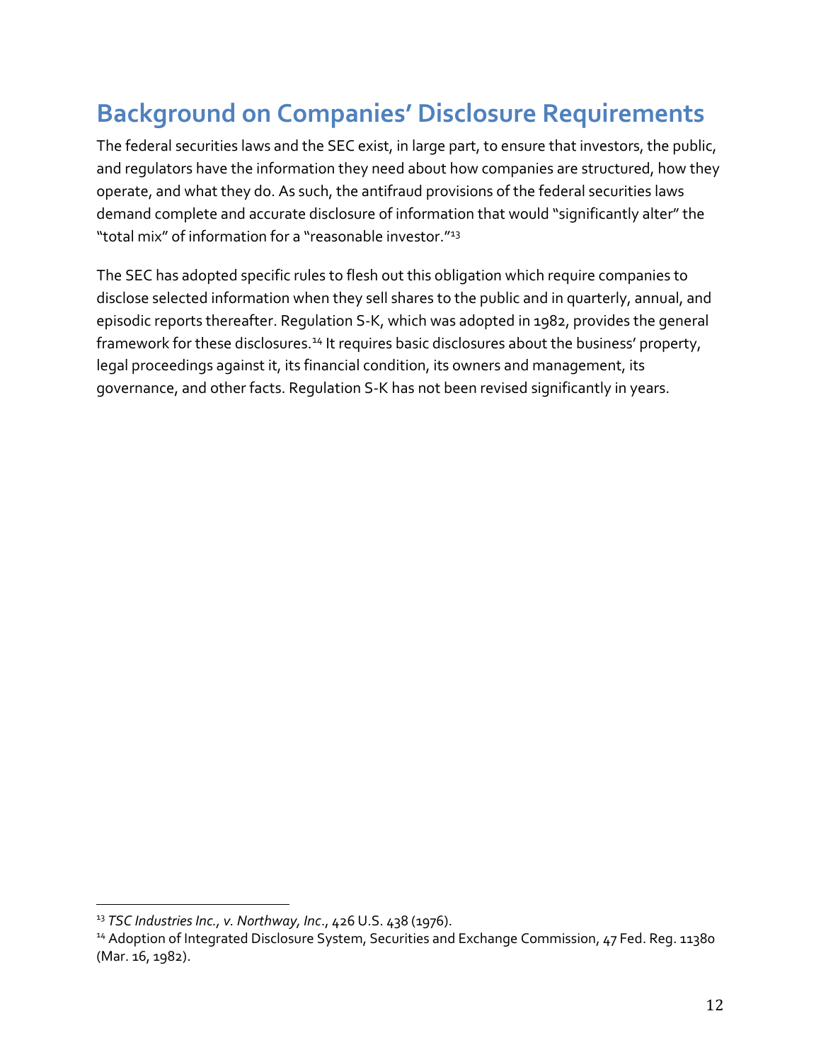## Background on Companies' Disclosure Requirements

The federal securities laws and the SEC exist, in large part, to ensure that investors, the public, and regulators have the information they need about how companies are structured, how they operate, and what they do. As such, the antifraud provisions of the federal securities laws demand complete and accurate disclosure of information that would "significantly alter" the "total mix" of information for a "reasonable investor."[13]

The SEC has adopted specific rules to flesh out this obligation which require companies to disclose selected information when they sell shares to the public and in quarterly, annual, and episodic reports thereafter. Regulation S-K, which was adopted in 1982, provides the general framework for these disclosures.[14] It requires basic disclosures about the business' property, legal proceedings against it, its financial condition, its owners and management, its governance, and other facts. Regulation S-K has not been revised significantly in years.

---

[13] *TSC Industries Inc., v. Northway, Inc*., 426 U.S. 438 (1976).

[14] Adoption of Integrated Disclosure System, Securities and Exchange Commission, 47 Fed. Reg. 11380 (Mar. 16, 1982).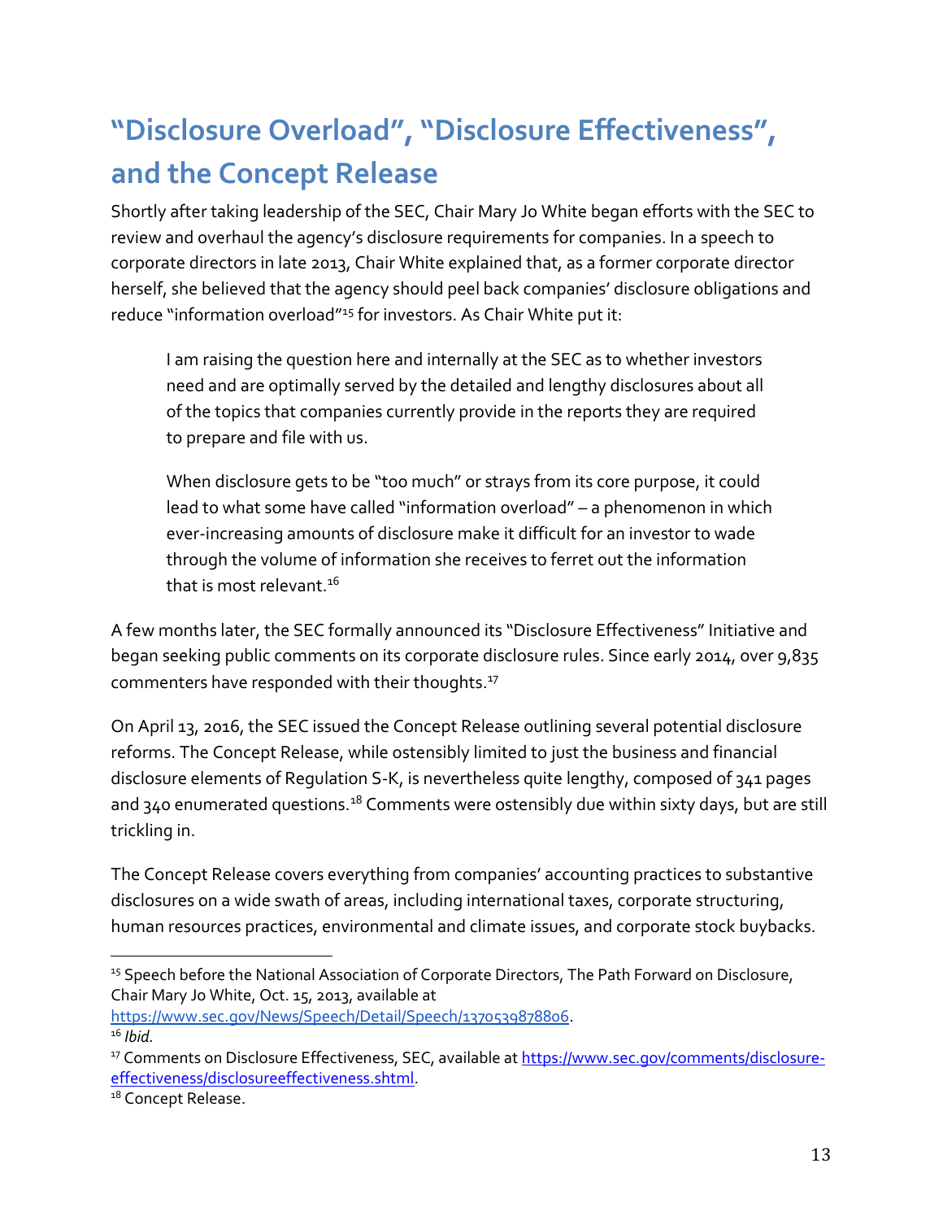## "Disclosure Overload", "Disclosure Effectiveness", and the Concept Release

Shortly after taking leadership of the SEC, Chair Mary Jo White began efforts with the SEC to review and overhaul the agency's disclosure requirements for companies. In a speech to corporate directors in late 2013, Chair White explained that, as a former corporate director herself, she believed that the agency should peel back companies' disclosure obligations and reduce "information overload"[15] for investors. As Chair White put it:

> I am raising the question here and internally at the SEC as to whether investors need and are optimally served by the detailed and lengthy disclosures about all of the topics that companies currently provide in the reports they are required to prepare and file with us.
>
> When disclosure gets to be "too much" or strays from its core purpose, it could lead to what some have called "information overload" – a phenomenon in which ever-increasing amounts of disclosure make it difficult for an investor to wade through the volume of information she receives to ferret out the information that is most relevant.[16]

A few months later, the SEC formally announced its "Disclosure Effectiveness" Initiative and began seeking public comments on its corporate disclosure rules. Since early 2014, over 9,835 commenters have responded with their thoughts.[17]

On April 13, 2016, the SEC issued the Concept Release outlining several potential disclosure reforms. The Concept Release, while ostensibly limited to just the business and financial disclosure elements of Regulation S-K, is nevertheless quite lengthy, composed of 341 pages and 340 enumerated questions.[18] Comments were ostensibly due within sixty days, but are still trickling in.

The Concept Release covers everything from companies' accounting practices to substantive disclosures on a wide swath of areas, including international taxes, corporate structuring, human resources practices, environmental and climate issues, and corporate stock buybacks.

---

[15] Speech before the National Association of Corporate Directors, The Path Forward on Disclosure, Chair Mary Jo White, Oct. 15, 2013, available at https://www.sec.gov/News/Speech/Detail/Speech/1370539878806.

[16] *Ibid.*

[17] Comments on Disclosure Effectiveness, SEC, available at https://www.sec.gov/comments/disclosure-effectiveness/disclosureeffectiveness.shtml.

[18] Concept Release.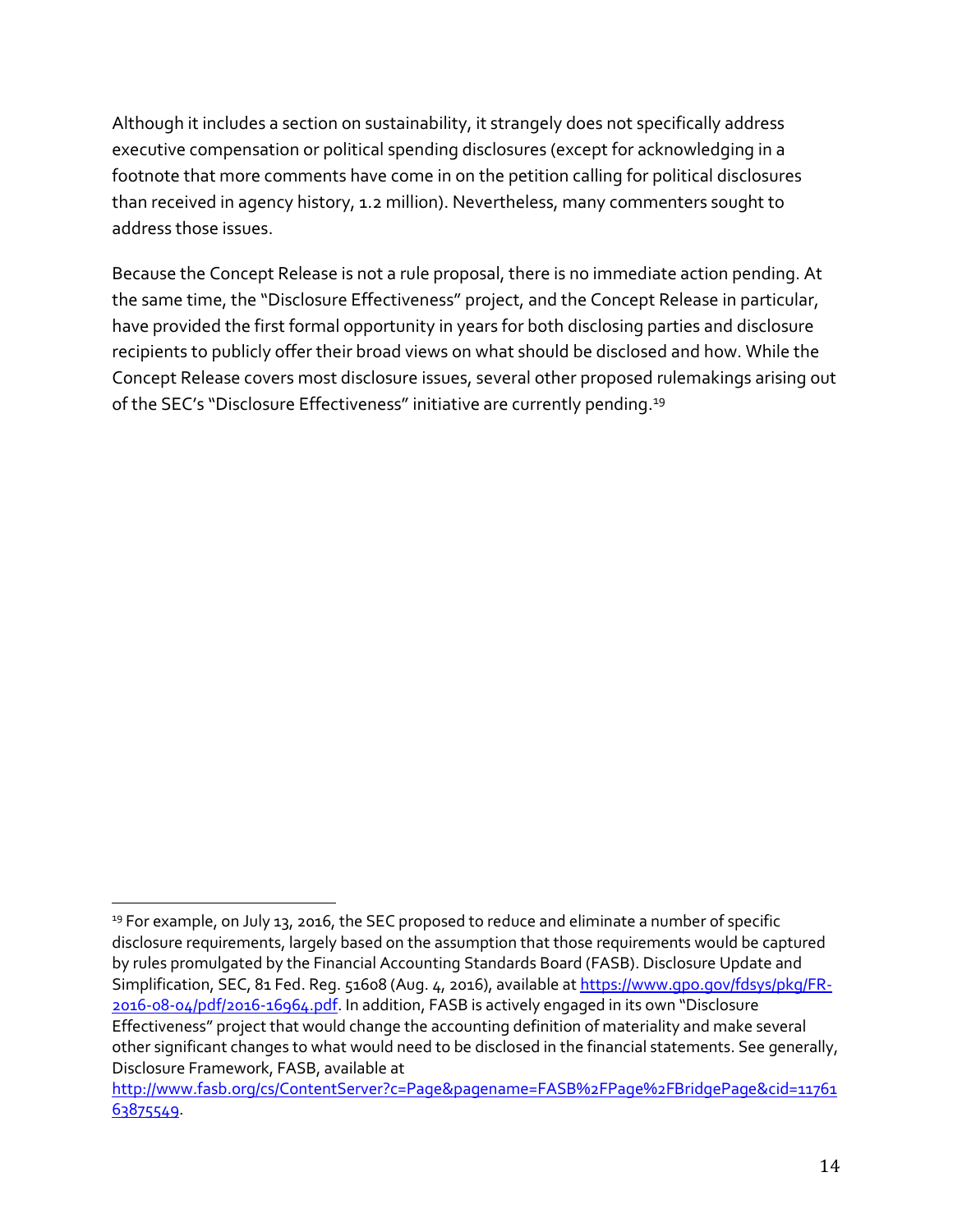Although it includes a section on sustainability, it strangely does not specifically address executive compensation or political spending disclosures (except for acknowledging in a footnote that more comments have come in on the petition calling for political disclosures than received in agency history, 1.2 million). Nevertheless, many commenters sought to address those issues.

Because the Concept Release is not a rule proposal, there is no immediate action pending. At the same time, the "Disclosure Effectiveness" project, and the Concept Release in particular, have provided the first formal opportunity in years for both disclosing parties and disclosure recipients to publicly offer their broad views on what should be disclosed and how. While the Concept Release covers most disclosure issues, several other proposed rulemakings arising out of the SEC's "Disclosure Effectiveness" initiative are currently pending.[19]

---

[19] For example, on July 13, 2016, the SEC proposed to reduce and eliminate a number of specific disclosure requirements, largely based on the assumption that those requirements would be captured by rules promulgated by the Financial Accounting Standards Board (FASB). Disclosure Update and Simplification, SEC, 81 Fed. Reg. 51608 (Aug. 4, 2016), available at https://www.gpo.gov/fdsys/pkg/FR-2016-08-04/pdf/2016-16964.pdf. In addition, FASB is actively engaged in its own "Disclosure Effectiveness" project that would change the accounting definition of materiality and make several other significant changes to what would need to be disclosed in the financial statements. See generally, Disclosure Framework, FASB, available at http://www.fasb.org/cs/ContentServer?c=Page&pagename=FASB%2FPage%2FBridgePage&cid=1176163875549.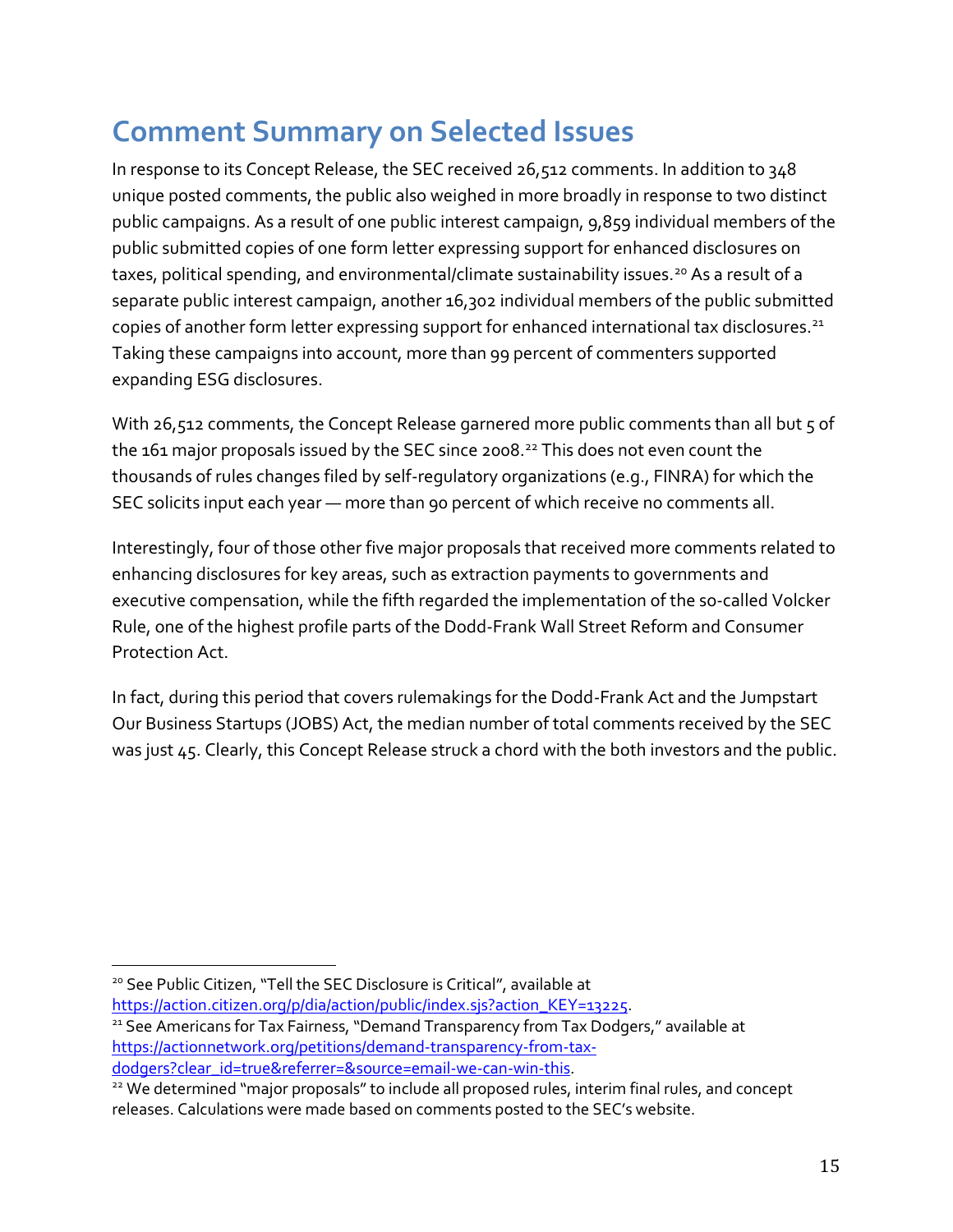## Comment Summary on Selected Issues

In response to its Concept Release, the SEC received 26,512 comments. In addition to 348 unique posted comments, the public also weighed in more broadly in response to two distinct public campaigns. As a result of one public interest campaign, 9,859 individual members of the public submitted copies of one form letter expressing support for enhanced disclosures on taxes, political spending, and environmental/climate sustainability issues.[20] As a result of a separate public interest campaign, another 16,302 individual members of the public submitted copies of another form letter expressing support for enhanced international tax disclosures.[21] Taking these campaigns into account, more than 99 percent of commenters supported expanding ESG disclosures.

With 26,512 comments, the Concept Release garnered more public comments than all but 5 of the 161 major proposals issued by the SEC since 2008.[22] This does not even count the thousands of rules changes filed by self-regulatory organizations (e.g., FINRA) for which the SEC solicits input each year — more than 90 percent of which receive no comments all.

Interestingly, four of those other five major proposals that received more comments related to enhancing disclosures for key areas, such as extraction payments to governments and executive compensation, while the fifth regarded the implementation of the so-called Volcker Rule, one of the highest profile parts of the Dodd-Frank Wall Street Reform and Consumer Protection Act.

In fact, during this period that covers rulemakings for the Dodd-Frank Act and the Jumpstart Our Business Startups (JOBS) Act, the median number of total comments received by the SEC was just 45. Clearly, this Concept Release struck a chord with the both investors and the public.

---

[20] See Public Citizen, "Tell the SEC Disclosure is Critical", available at https://action.citizen.org/p/dia/action/public/index.sjs?action_KEY=13225.

[21] See Americans for Tax Fairness, "Demand Transparency from Tax Dodgers," available at https://actionnetwork.org/petitions/demand-transparency-from-tax-dodgers?clear_id=true&referrer=&source=email-we-can-win-this.

[22] We determined "major proposals" to include all proposed rules, interim final rules, and concept releases. Calculations were made based on comments posted to the SEC's website.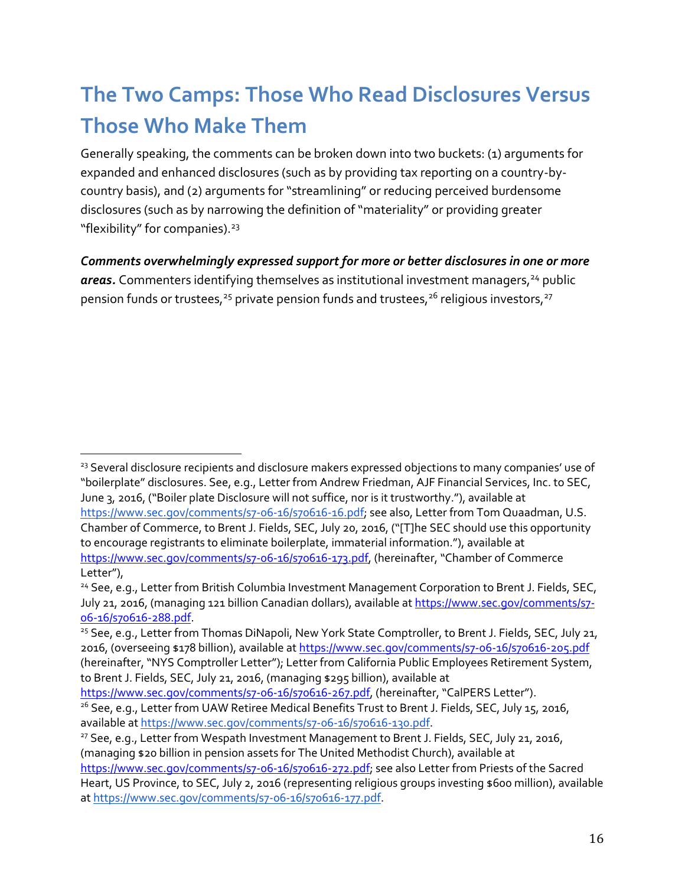## The Two Camps: Those Who Read Disclosures Versus Those Who Make Them

Generally speaking, the comments can be broken down into two buckets: (1) arguments for expanded and enhanced disclosures (such as by providing tax reporting on a country-by-country basis), and (2) arguments for "streamlining" or reducing perceived burdensome disclosures (such as by narrowing the definition of "materiality" or providing greater "flexibility" for companies).[23]

***Comments overwhelmingly expressed support for more or better disclosures in one or more areas.*** Commenters identifying themselves as institutional investment managers,[24] public pension funds or trustees,[25] private pension funds and trustees,[26] religious investors,[27]

---

[23] Several disclosure recipients and disclosure makers expressed objections to many companies' use of "boilerplate" disclosures. See, e.g., Letter from Andrew Friedman, AJF Financial Services, Inc. to SEC, June 3, 2016, ("Boiler plate Disclosure will not suffice, nor is it trustworthy."), available at https://www.sec.gov/comments/s7-06-16/s70616-16.pdf; see also, Letter from Tom Quaadman, U.S. Chamber of Commerce, to Brent J. Fields, SEC, July 20, 2016, ("[T]he SEC should use this opportunity to encourage registrants to eliminate boilerplate, immaterial information."), available at https://www.sec.gov/comments/s7-06-16/s70616-173.pdf, (hereinafter, "Chamber of Commerce Letter"),

[24] See, e.g., Letter from British Columbia Investment Management Corporation to Brent J. Fields, SEC, July 21, 2016, (managing 121 billion Canadian dollars), available at https://www.sec.gov/comments/s7-06-16/s70616-288.pdf.

[25] See, e.g., Letter from Thomas DiNapoli, New York State Comptroller, to Brent J. Fields, SEC, July 21, 2016, (overseeing $178 billion), available at https://www.sec.gov/comments/s7-06-16/s70616-205.pdf (hereinafter, "NYS Comptroller Letter"); Letter from California Public Employees Retirement System, to Brent J. Fields, SEC, July 21, 2016, (managing $295 billion), available at https://www.sec.gov/comments/s7-06-16/s70616-267.pdf, (hereinafter, "CalPERS Letter").

[26] See, e.g., Letter from UAW Retiree Medical Benefits Trust to Brent J. Fields, SEC, July 15, 2016, available at https://www.sec.gov/comments/s7-06-16/s70616-130.pdf.

[27] See, e.g., Letter from Wespath Investment Management to Brent J. Fields, SEC, July 21, 2016, (managing $20 billion in pension assets for The United Methodist Church), available at https://www.sec.gov/comments/s7-06-16/s70616-272.pdf; see also Letter from Priests of the Sacred Heart, US Province, to SEC, July 2, 2016 (representing religious groups investing $600 million), available at https://www.sec.gov/comments/s7-06-16/s70616-177.pdf.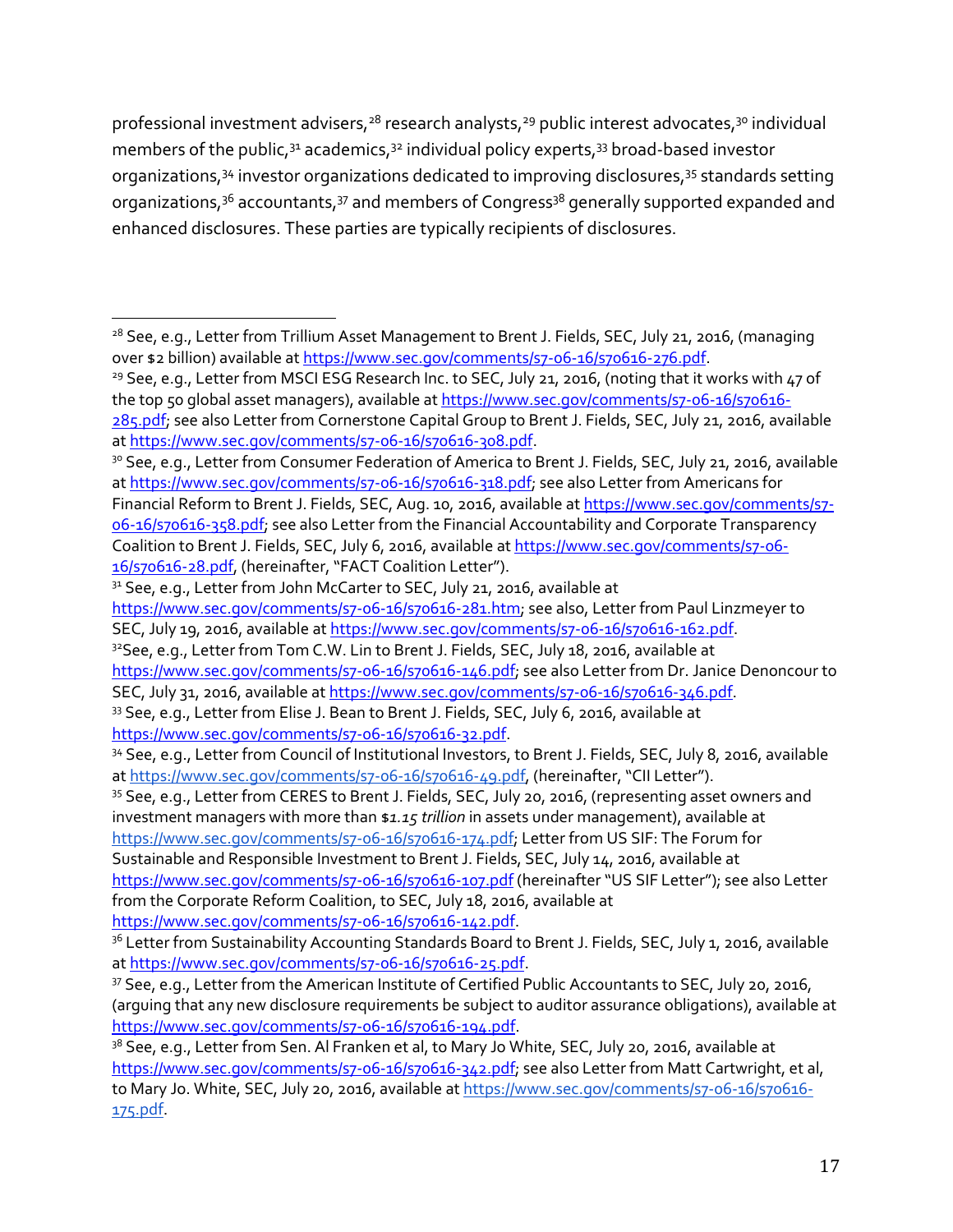professional investment advisers,[28] research analysts,[29] public interest advocates,[30] individual members of the public,[31] academics,[32] individual policy experts,[33] broad-based investor organizations,[34] investor organizations dedicated to improving disclosures,[35] standards setting organizations,[36] accountants,[37] and members of Congress[38] generally supported expanded and enhanced disclosures. These parties are typically recipients of disclosures.

---

[28] See, e.g., Letter from Trillium Asset Management to Brent J. Fields, SEC, July 21, 2016, (managing over $2 billion) available at https://www.sec.gov/comments/s7-06-16/s70616-276.pdf.

[29] See, e.g., Letter from MSCI ESG Research Inc. to SEC, July 21, 2016, (noting that it works with 47 of the top 50 global asset managers), available at https://www.sec.gov/comments/s7-06-16/s70616-285.pdf; see also Letter from Cornerstone Capital Group to Brent J. Fields, SEC, July 21, 2016, available at https://www.sec.gov/comments/s7-06-16/s70616-308.pdf.

[30] See, e.g., Letter from Consumer Federation of America to Brent J. Fields, SEC, July 21, 2016, available at https://www.sec.gov/comments/s7-06-16/s70616-318.pdf; see also Letter from Americans for Financial Reform to Brent J. Fields, SEC, Aug. 10, 2016, available at https://www.sec.gov/comments/s7-06-16/s70616-358.pdf; see also Letter from the Financial Accountability and Corporate Transparency Coalition to Brent J. Fields, SEC, July 6, 2016, available at https://www.sec.gov/comments/s7-06-16/s70616-28.pdf, (hereinafter, "FACT Coalition Letter").

[31] See, e.g., Letter from John McCarter to SEC, July 21, 2016, available at https://www.sec.gov/comments/s7-06-16/s70616-281.htm; see also, Letter from Paul Linzmeyer to SEC, July 19, 2016, available at https://www.sec.gov/comments/s7-06-16/s70616-162.pdf.

[32] See, e.g., Letter from Tom C.W. Lin to Brent J. Fields, SEC, July 18, 2016, available at https://www.sec.gov/comments/s7-06-16/s70616-146.pdf; see also Letter from Dr. Janice Denoncour to SEC, July 31, 2016, available at https://www.sec.gov/comments/s7-06-16/s70616-346.pdf.

[33] See, e.g., Letter from Elise J. Bean to Brent J. Fields, SEC, July 6, 2016, available at https://www.sec.gov/comments/s7-06-16/s70616-32.pdf.

[34] See, e.g., Letter from Council of Institutional Investors, to Brent J. Fields, SEC, July 8, 2016, available at https://www.sec.gov/comments/s7-06-16/s70616-49.pdf, (hereinafter, "CII Letter").

[35] See, e.g., Letter from CERES to Brent J. Fields, SEC, July 20, 2016, (representing asset owners and investment managers with more than *$1.15 trillion* in assets under management), available at https://www.sec.gov/comments/s7-06-16/s70616-174.pdf; Letter from US SIF: The Forum for Sustainable and Responsible Investment to Brent J. Fields, SEC, July 14, 2016, available at https://www.sec.gov/comments/s7-06-16/s70616-107.pdf (hereinafter "US SIF Letter"); see also Letter from the Corporate Reform Coalition, to SEC, July 18, 2016, available at https://www.sec.gov/comments/s7-06-16/s70616-142.pdf.

[36] Letter from Sustainability Accounting Standards Board to Brent J. Fields, SEC, July 1, 2016, available at https://www.sec.gov/comments/s7-06-16/s70616-25.pdf.

[37] See, e.g., Letter from the American Institute of Certified Public Accountants to SEC, July 20, 2016, (arguing that any new disclosure requirements be subject to auditor assurance obligations), available at https://www.sec.gov/comments/s7-06-16/s70616-194.pdf.

[38] See, e.g., Letter from Sen. Al Franken et al, to Mary Jo White, SEC, July 20, 2016, available at https://www.sec.gov/comments/s7-06-16/s70616-342.pdf; see also Letter from Matt Cartwright, et al, to Mary Jo. White, SEC, July 20, 2016, available at https://www.sec.gov/comments/s7-06-16/s70616-175.pdf.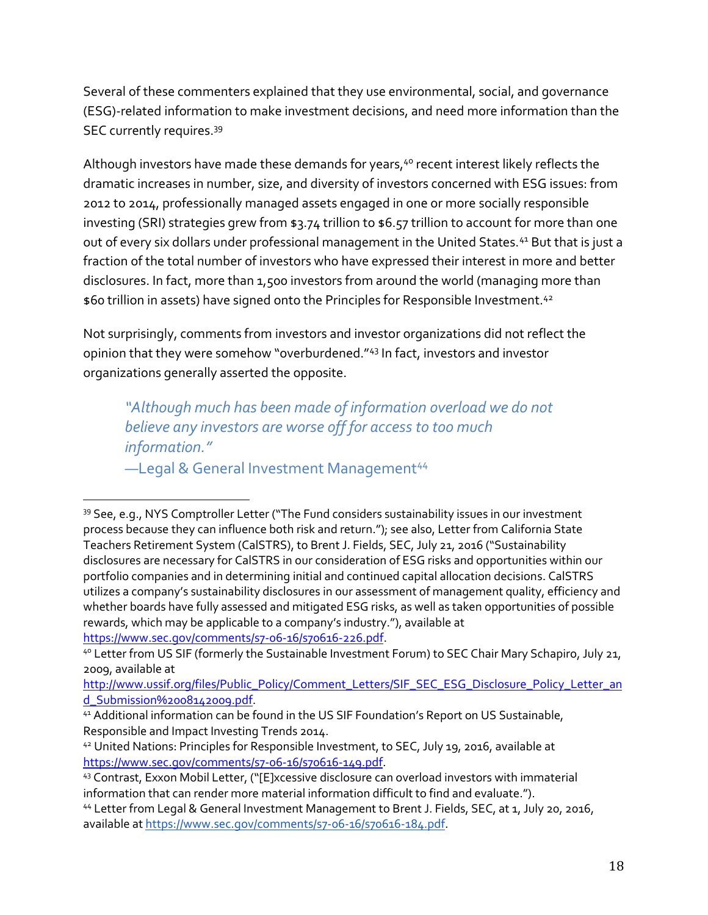Several of these commenters explained that they use environmental, social, and governance (ESG)-related information to make investment decisions, and need more information than the SEC currently requires.[39]

Although investors have made these demands for years,[40] recent interest likely reflects the dramatic increases in number, size, and diversity of investors concerned with ESG issues: from 2012 to 2014, professionally managed assets engaged in one or more socially responsible investing (SRI) strategies grew from $3.74 trillion to $6.57 trillion to account for more than one out of every six dollars under professional management in the United States.[41] But that is just a fraction of the total number of investors who have expressed their interest in more and better disclosures. In fact, more than 1,500 investors from around the world (managing more than $60 trillion in assets) have signed onto the Principles for Responsible Investment.[42]

Not surprisingly, comments from investors and investor organizations did not reflect the opinion that they were somehow "overburdened."[43] In fact, investors and investor organizations generally asserted the opposite.

> *"Although much has been made of information overload we do not believe any investors are worse off for access to too much information."*
> —Legal & General Investment Management[44]

---

[39] See, e.g., NYS Comptroller Letter ("The Fund considers sustainability issues in our investment process because they can influence both risk and return."); see also, Letter from California State Teachers Retirement System (CalSTRS), to Brent J. Fields, SEC, July 21, 2016 ("Sustainability disclosures are necessary for CalSTRS in our consideration of ESG risks and opportunities within our portfolio companies and in determining initial and continued capital allocation decisions. CalSTRS utilizes a company's sustainability disclosures in our assessment of management quality, efficiency and whether boards have fully assessed and mitigated ESG risks, as well as taken opportunities of possible rewards, which may be applicable to a company's industry."), available at https://www.sec.gov/comments/s7-06-16/s70616-226.pdf.

[40] Letter from US SIF (formerly the Sustainable Investment Forum) to SEC Chair Mary Schapiro, July 21, 2009, available at http://www.ussif.org/files/Public_Policy/Comment_Letters/SIF_SEC_ESG_Disclosure_Policy_Letter_and_Submission%2008142009.pdf.

[41] Additional information can be found in the US SIF Foundation's Report on US Sustainable, Responsible and Impact Investing Trends 2014.

[42] United Nations: Principles for Responsible Investment, to SEC, July 19, 2016, available at https://www.sec.gov/comments/s7-06-16/s70616-149.pdf.

[43] Contrast, Exxon Mobil Letter, ("[E]xcessive disclosure can overload investors with immaterial information that can render more material information difficult to find and evaluate.").

[44] Letter from Legal & General Investment Management to Brent J. Fields, SEC, at 1, July 20, 2016, available at https://www.sec.gov/comments/s7-06-16/s70616-184.pdf.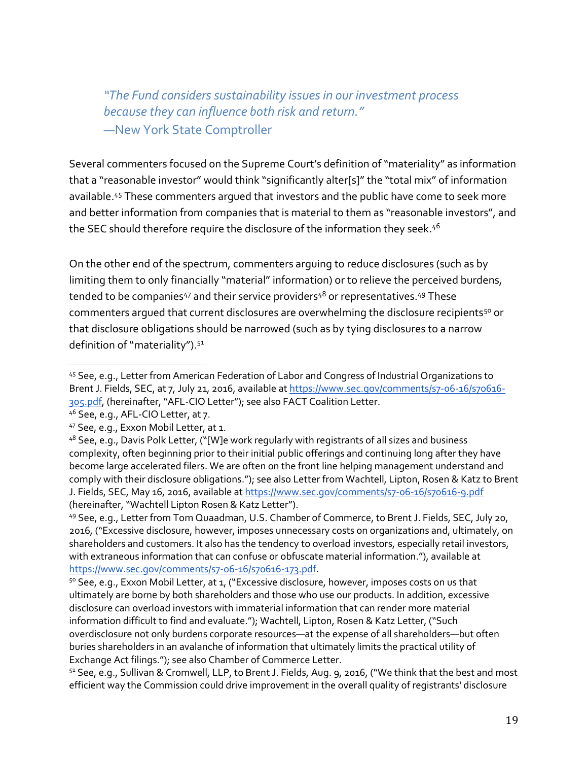*"The Fund considers sustainability issues in our investment process because they can influence both risk and return."*
—New York State Comptroller

Several commenters focused on the Supreme Court's definition of "materiality" as information that a "reasonable investor" would think "significantly alter[s]" the "total mix" of information available.[45] These commenters argued that investors and the public have come to seek more and better information from companies that is material to them as "reasonable investors", and the SEC should therefore require the disclosure of the information they seek.[46]

On the other end of the spectrum, commenters arguing to reduce disclosures (such as by limiting them to only financially "material" information) or to relieve the perceived burdens, tended to be companies[47] and their service providers[48] or representatives.[49] These commenters argued that current disclosures are overwhelming the disclosure recipients[50] or that disclosure obligations should be narrowed (such as by tying disclosures to a narrow definition of "materiality").[51]

---

[45] See, e.g., Letter from American Federation of Labor and Congress of Industrial Organizations to Brent J. Fields, SEC, at 7, July 21, 2016, available at https://www.sec.gov/comments/s7-06-16/s70616-305.pdf, (hereinafter, "AFL-CIO Letter"); see also FACT Coalition Letter.

[46] See, e.g., AFL-CIO Letter, at 7.

[47] See, e.g., Exxon Mobil Letter, at 1.

[48] See, e.g., Davis Polk Letter, ("[W]e work regularly with registrants of all sizes and business complexity, often beginning prior to their initial public offerings and continuing long after they have become large accelerated filers. We are often on the front line helping management understand and comply with their disclosure obligations."); see also Letter from Wachtell, Lipton, Rosen & Katz to Brent J. Fields, SEC, May 16, 2016, available at https://www.sec.gov/comments/s7-06-16/s70616-9.pdf (hereinafter, "Wachtell Lipton Rosen & Katz Letter").

[49] See, e.g., Letter from Tom Quaadman, U.S. Chamber of Commerce, to Brent J. Fields, SEC, July 20, 2016, ("Excessive disclosure, however, imposes unnecessary costs on organizations and, ultimately, on shareholders and customers. It also has the tendency to overload investors, especially retail investors, with extraneous information that can confuse or obfuscate material information."), available at https://www.sec.gov/comments/s7-06-16/s70616-173.pdf.

[50] See, e.g., Exxon Mobil Letter, at 1, ("Excessive disclosure, however, imposes costs on us that ultimately are borne by both shareholders and those who use our products. In addition, excessive disclosure can overload investors with immaterial information that can render more material information difficult to find and evaluate."); Wachtell, Lipton, Rosen & Katz Letter, ("Such overdisclosure not only burdens corporate resources—at the expense of all shareholders—but often buries shareholders in an avalanche of information that ultimately limits the practical utility of Exchange Act filings."); see also Chamber of Commerce Letter.

[51] See, e.g., Sullivan & Cromwell, LLP, to Brent J. Fields, Aug. 9, 2016, ("We think that the best and most efficient way the Commission could drive improvement in the overall quality of registrants' disclosure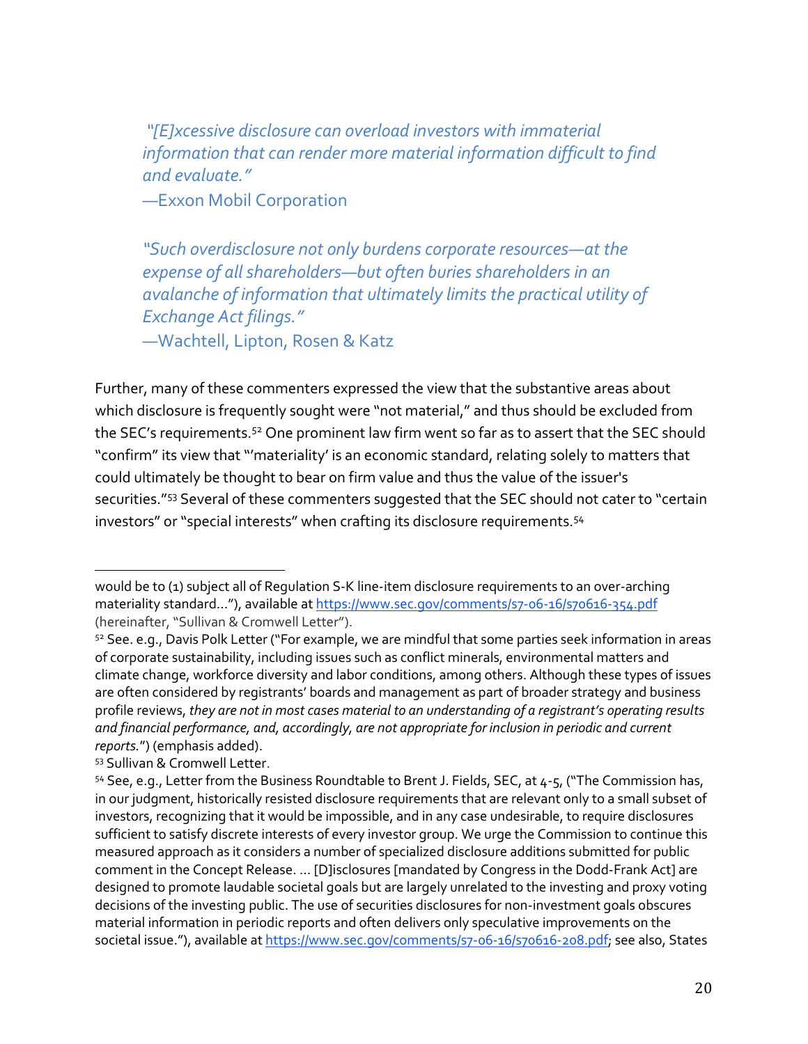> *"[E]xcessive disclosure can overload investors with immaterial information that can render more material information difficult to find and evaluate."*
> —Exxon Mobil Corporation

> *"Such overdisclosure not only burdens corporate resources—at the expense of all shareholders—but often buries shareholders in an avalanche of information that ultimately limits the practical utility of Exchange Act filings."*
> —Wachtell, Lipton, Rosen & Katz

Further, many of these commenters expressed the view that the substantive areas about which disclosure is frequently sought were "not material," and thus should be excluded from the SEC's requirements.[52] One prominent law firm went so far as to assert that the SEC should "confirm" its view that "'materiality' is an economic standard, relating solely to matters that could ultimately be thought to bear on firm value and thus the value of the issuer's securities."[53] Several of these commenters suggested that the SEC should not cater to "certain investors" or "special interests" when crafting its disclosure requirements.[54]

---

would be to (1) subject all of Regulation S-K line-item disclosure requirements to an over-arching materiality standard…"), available at https://www.sec.gov/comments/s7-06-16/s70616-354.pdf (hereinafter, "Sullivan & Cromwell Letter").

[52] See. e.g., Davis Polk Letter ("For example, we are mindful that some parties seek information in areas of corporate sustainability, including issues such as conflict minerals, environmental matters and climate change, workforce diversity and labor conditions, among others. Although these types of issues are often considered by registrants' boards and management as part of broader strategy and business profile reviews, *they are not in most cases material to an understanding of a registrant's operating results and financial performance, and, accordingly, are not appropriate for inclusion in periodic and current reports.*") (emphasis added).

[53] Sullivan & Cromwell Letter.

[54] See, e.g., Letter from the Business Roundtable to Brent J. Fields, SEC, at 4-5, ("The Commission has, in our judgment, historically resisted disclosure requirements that are relevant only to a small subset of investors, recognizing that it would be impossible, and in any case undesirable, to require disclosures sufficient to satisfy discrete interests of every investor group. We urge the Commission to continue this measured approach as it considers a number of specialized disclosure additions submitted for public comment in the Concept Release. … [D]isclosures [mandated by Congress in the Dodd-Frank Act] are designed to promote laudable societal goals but are largely unrelated to the investing and proxy voting decisions of the investing public. The use of securities disclosures for non-investment goals obscures material information in periodic reports and often delivers only speculative improvements on the societal issue."), available at https://www.sec.gov/comments/s7-06-16/s70616-208.pdf; see also, States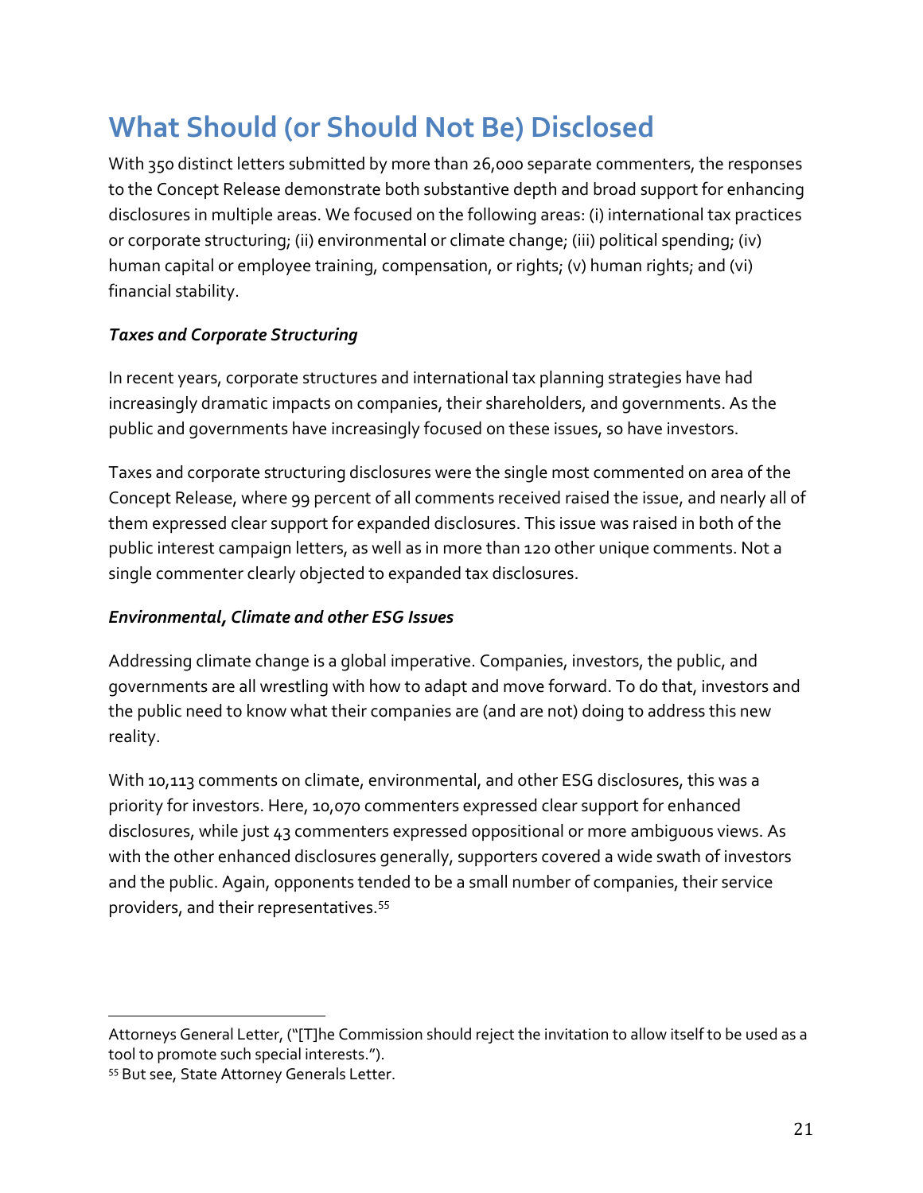# What Should (or Should Not Be) Disclosed

With 350 distinct letters submitted by more than 26,000 separate commenters, the responses to the Concept Release demonstrate both substantive depth and broad support for enhancing disclosures in multiple areas. We focused on the following areas: (i) international tax practices or corporate structuring; (ii) environmental or climate change; (iii) political spending; (iv) human capital or employee training, compensation, or rights; (v) human rights; and (vi) financial stability.

***Taxes and Corporate Structuring***

In recent years, corporate structures and international tax planning strategies have had increasingly dramatic impacts on companies, their shareholders, and governments. As the public and governments have increasingly focused on these issues, so have investors.

Taxes and corporate structuring disclosures were the single most commented on area of the Concept Release, where 99 percent of all comments received raised the issue, and nearly all of them expressed clear support for expanded disclosures. This issue was raised in both of the public interest campaign letters, as well as in more than 120 other unique comments. Not a single commenter clearly objected to expanded tax disclosures.

***Environmental, Climate and other ESG Issues***

Addressing climate change is a global imperative. Companies, investors, the public, and governments are all wrestling with how to adapt and move forward. To do that, investors and the public need to know what their companies are (and are not) doing to address this new reality.

With 10,113 comments on climate, environmental, and other ESG disclosures, this was a priority for investors. Here, 10,070 commenters expressed clear support for enhanced disclosures, while just 43 commenters expressed oppositional or more ambiguous views. As with the other enhanced disclosures generally, supporters covered a wide swath of investors and the public. Again, opponents tended to be a small number of companies, their service providers, and their representatives.[55]

---

Attorneys General Letter, ("[T]he Commission should reject the invitation to allow itself to be used as a tool to promote such special interests.").

[55] But see, State Attorney Generals Letter.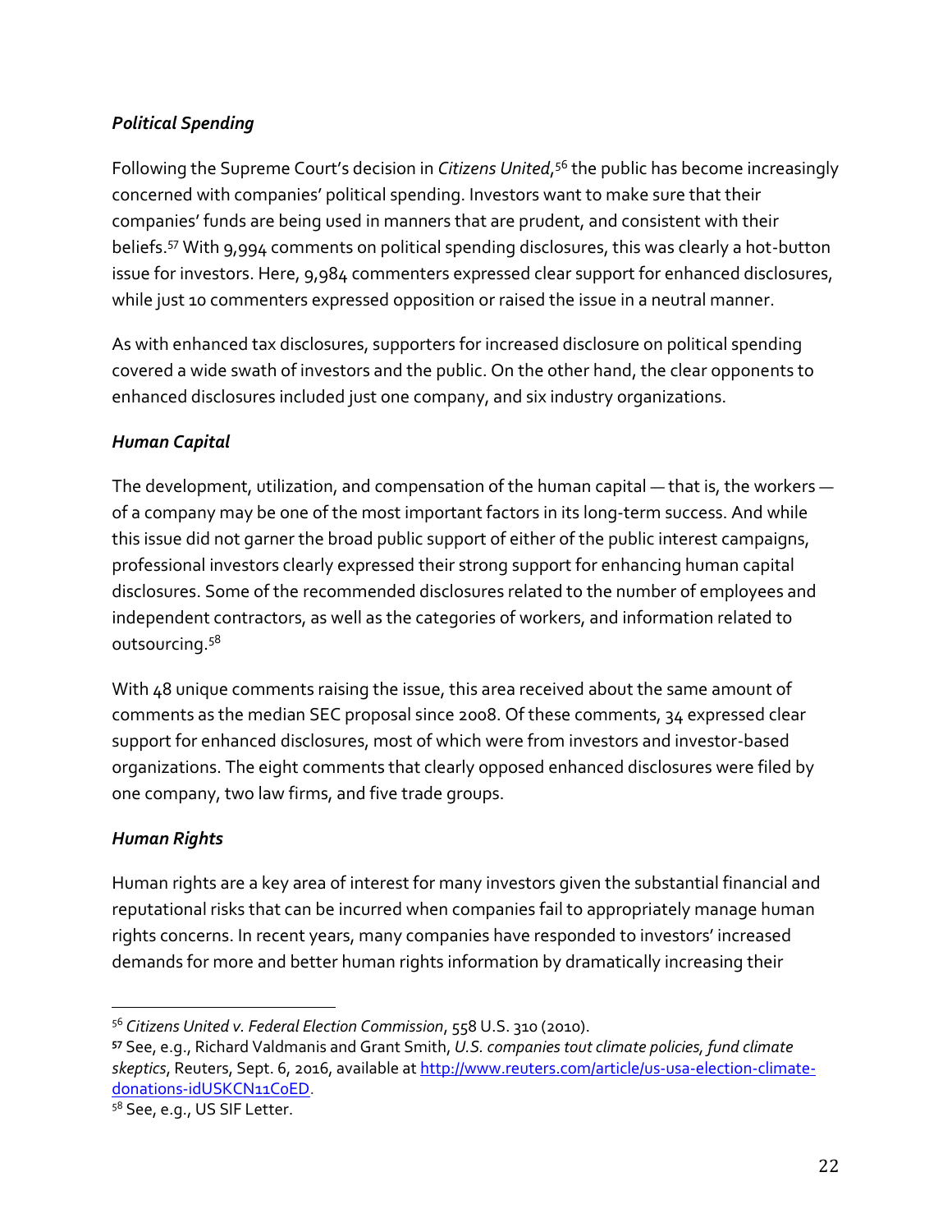### *Political Spending*

Following the Supreme Court's decision in *Citizens United*,[56] the public has become increasingly concerned with companies' political spending. Investors want to make sure that their companies' funds are being used in manners that are prudent, and consistent with their beliefs.[57] With 9,994 comments on political spending disclosures, this was clearly a hot-button issue for investors. Here, 9,984 commenters expressed clear support for enhanced disclosures, while just 10 commenters expressed opposition or raised the issue in a neutral manner.

As with enhanced tax disclosures, supporters for increased disclosure on political spending covered a wide swath of investors and the public. On the other hand, the clear opponents to enhanced disclosures included just one company, and six industry organizations.

### *Human Capital*

The development, utilization, and compensation of the human capital — that is, the workers — of a company may be one of the most important factors in its long-term success. And while this issue did not garner the broad public support of either of the public interest campaigns, professional investors clearly expressed their strong support for enhancing human capital disclosures. Some of the recommended disclosures related to the number of employees and independent contractors, as well as the categories of workers, and information related to outsourcing.[58]

With 48 unique comments raising the issue, this area received about the same amount of comments as the median SEC proposal since 2008. Of these comments, 34 expressed clear support for enhanced disclosures, most of which were from investors and investor-based organizations. The eight comments that clearly opposed enhanced disclosures were filed by one company, two law firms, and five trade groups.

### *Human Rights*

Human rights are a key area of interest for many investors given the substantial financial and reputational risks that can be incurred when companies fail to appropriately manage human rights concerns. In recent years, many companies have responded to investors' increased demands for more and better human rights information by dramatically increasing their

---

[56] *Citizens United v. Federal Election Commission*, 558 U.S. 310 (2010).

[57] See, e.g., Richard Valdmanis and Grant Smith, *U.S. companies tout climate policies, fund climate skeptics*, Reuters, Sept. 6, 2016, available at http://www.reuters.com/article/us-usa-election-climate-donations-idUSKCN11C0ED.

[58] See, e.g., US SIF Letter.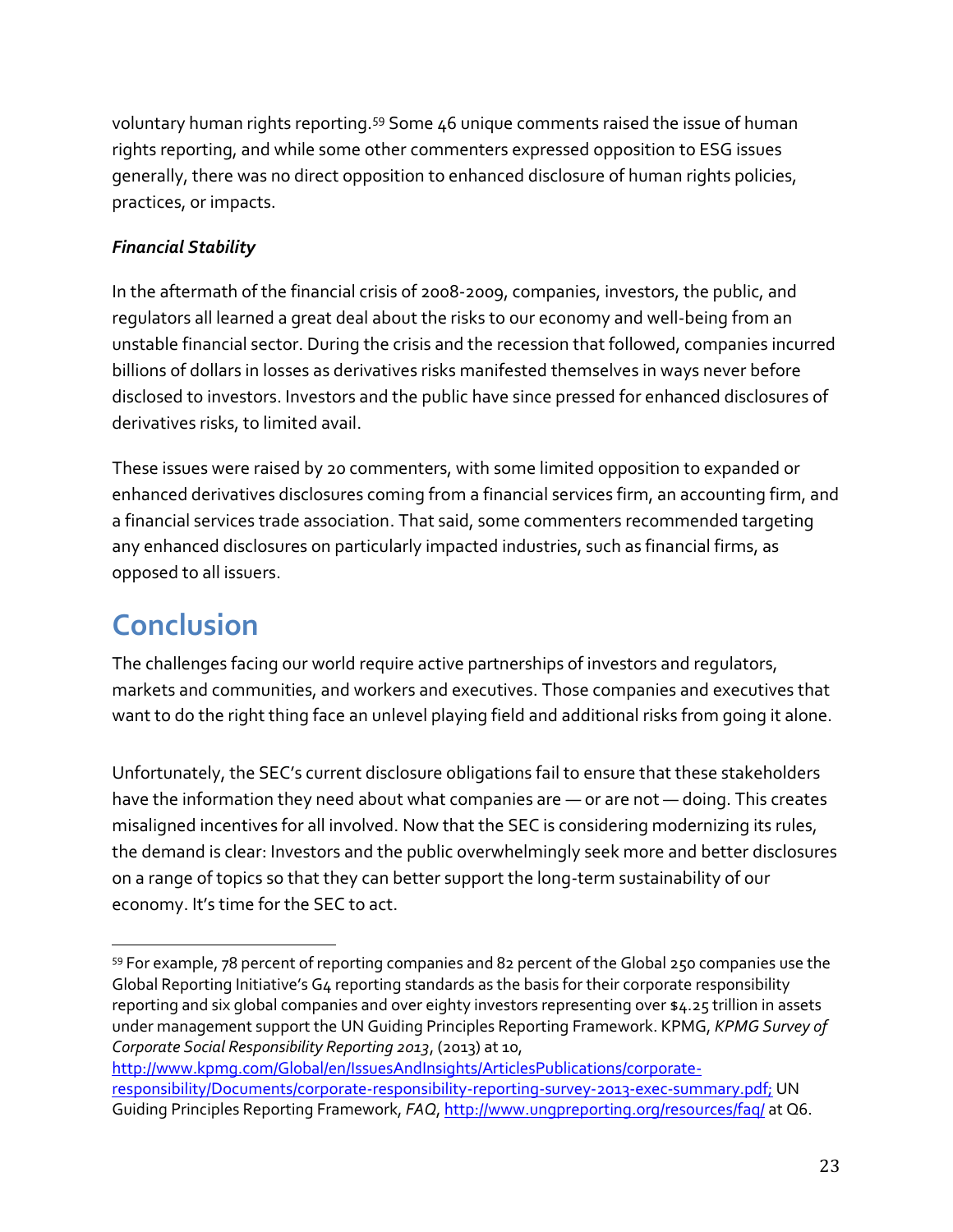voluntary human rights reporting.[59] Some 46 unique comments raised the issue of human rights reporting, and while some other commenters expressed opposition to ESG issues generally, there was no direct opposition to enhanced disclosure of human rights policies, practices, or impacts.

***Financial Stability***

In the aftermath of the financial crisis of 2008-2009, companies, investors, the public, and regulators all learned a great deal about the risks to our economy and well-being from an unstable financial sector. During the crisis and the recession that followed, companies incurred billions of dollars in losses as derivatives risks manifested themselves in ways never before disclosed to investors. Investors and the public have since pressed for enhanced disclosures of derivatives risks, to limited avail.

These issues were raised by 20 commenters, with some limited opposition to expanded or enhanced derivatives disclosures coming from a financial services firm, an accounting firm, and a financial services trade association. That said, some commenters recommended targeting any enhanced disclosures on particularly impacted industries, such as financial firms, as opposed to all issuers.

# Conclusion

The challenges facing our world require active partnerships of investors and regulators, markets and communities, and workers and executives. Those companies and executives that want to do the right thing face an unlevel playing field and additional risks from going it alone.

Unfortunately, the SEC's current disclosure obligations fail to ensure that these stakeholders have the information they need about what companies are — or are not — doing. This creates misaligned incentives for all involved. Now that the SEC is considering modernizing its rules, the demand is clear: Investors and the public overwhelmingly seek more and better disclosures on a range of topics so that they can better support the long-term sustainability of our economy. It's time for the SEC to act.

---

[59] For example, 78 percent of reporting companies and 82 percent of the Global 250 companies use the Global Reporting Initiative's G4 reporting standards as the basis for their corporate responsibility reporting and six global companies and over eighty investors representing over $4.25 trillion in assets under management support the UN Guiding Principles Reporting Framework. KPMG, *KPMG Survey of Corporate Social Responsibility Reporting 2013*, (2013) at 10, http://www.kpmg.com/Global/en/IssuesAndInsights/ArticlesPublications/corporate-responsibility/Documents/corporate-responsibility-reporting-survey-2013-exec-summary.pdf; UN Guiding Principles Reporting Framework, *FAQ*, http://www.ungpreporting.org/resources/faq/ at Q6.